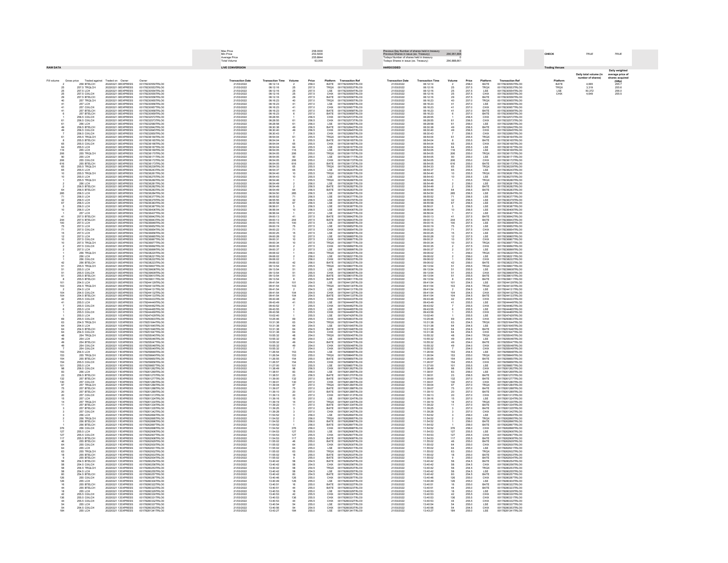| | | | |
|---|---|---|---|
| Max Price | 258.0000 | Previous Day Number of shares held in treasury | 0 |
| Min Price | 253.5000 | Previous Shares in issue (ex. Treasury) | 290,951,666 |
| Average Price | 255.8844 | Todays Number of shares held in treasury | 0 |
| Total Volume | 63,005 | Todays Shares in issue (ex. Treasury) | 290,888,661 |

**CHECK** TRUE TRUE

**RAW DATA** | **LIVE CONVERSION** | **HARDCODED**

| Fill volume | Gross price | Traded against | Traded on | Owner | Owner | Transaction Date | Transaction Time | Volume | Price | Platform | Transaction Ref | Transaction Date | Transaction Time | Volume | Price | Platform | Transaction Ref |
|---|---|---|---|---|---|---|---|---|---|---|---|---|---|---|---|---|---|
| 2 | 258 | BTELCH | 20220321 08 | EXPRESS | 00178230550TRLO0 | 21/03/2022 | 08:12:14 | 2 | 258.0 | BATE | 00178230550TRLO0 | 21/03/2022 | 08:12:14 | 2 | 258.0 | BATE | 00178230550TRLO0 |
| 25 | 257.5 | TRQLCH | 20220321 08 | EXPRESS | 00178230553TRLO0 | 21/03/2022 | 08:12:16 | 25 | 257.5 | TRQX | 00178230553TRLO0 | 21/03/2022 | 08:12:16 | 25 | 257.5 | TRQX | 00178230553TRLO0 |
| 25 | 257.5 | LCH | 20220321 08 | EXPRESS | 00178230554TRLO0 | 21/03/2022 | 08:12:16 | 25 | 257.5 | LSE | 00178230554TRLO0 | 21/03/2022 | 08:12:16 | 25 | 257.5 | LSE | 00178230554TRLO0 |
| 25 | 257.5 | CXLCH | 20220321 08 | EXPRESS | 00178230555TRLO0 | 21/03/2022 | 08:12:16 | 25 | 257.5 | CHIX | 00178230555TRLO0 | 21/03/2022 | 08:12:16 | 25 | 257.5 | CHIX | 00178230555TRLO0 |
| 29 | 257.5 | BTELCH | 20220321 08 | EXPRESS | 00178230556TRLO0 | 21/03/2022 | 08:12:16 | 29 | 257.5 | BATE | 00178230556TRLO0 | 21/03/2022 | 08:12:16 | 29 | 257.5 | BATE | 00178230556TRLO0 |
| 40 | 257 | TRQLCH | 20220321 08 | EXPRESS | 00178230955TRLO0 | 21/03/2022 | 08:16:23 | 40 | 257.0 | TRQX | 00178230955TRLO0 | 21/03/2022 | 08:16:23 | 40 | 257.0 | TRQX | 00178230955TRLO0 |
| 41 | 257 | LCH | 20220321 08 | EXPRESS | 00178230956TRLO0 | 21/03/2022 | 08:16:23 | 41 | 257.0 | LSE | 00178230956TRLO0 | 21/03/2022 | 08:16:23 | 41 | 257.0 | LSE | 00178230956TRLO0 |
| 41 | 257 | CXLCH | 20220321 08 | EXPRESS | 00178230957TRLO0 | 21/03/2022 | 08:16:23 | 41 | 257.0 | CHIX | 00178230957TRLO0 | 21/03/2022 | 08:16:23 | 41 | 257.0 | CHIX | 00178230957TRLO0 |
| 41 | 257 | BTELCH | 20220321 08 | EXPRESS | 00178230958TRLO0 | 21/03/2022 | 08:16:23 | 41 | 257.0 | BATE | 00178230958TRLO0 | 21/03/2022 | 08:16:23 | 41 | 257.0 | BATE | 00178230958TRLO0 |
| 6 | 257 | BTELCH | 20220321 08 | EXPRESS | 00178230959TRLO0 | 21/03/2022 | 08:16:23 | 6 | 257.0 | BATE | 00178230959TRLO0 | 21/03/2022 | 08:16:23 | 6 | 257.0 | BATE | 00178230959TRLO0 |
| 1 | 256.5 | CXLCH | 20220321 08 | EXPRESS | 00178232572TRLO0 | 21/03/2022 | 08:28:55 | 1 | 256.5 | CHIX | 00178232572TRLO0 | 21/03/2022 | 08:28:55 | 1 | 256.5 | CHIX | 00178232572TRLO0 |
| 61 | 256.5 | CXLCH | 20220321 08 | EXPRESS | 00178232573TRLO0 | 21/03/2022 | 08:28:55 | 61 | 256.5 | CHIX | 00178232573TRLO0 | 21/03/2022 | 08:28:55 | 61 | 256.5 | CHIX | 00178232573TRLO0 |
| 61 | 256 | LCH | 20220321 08 | EXPRESS | 00178232580TRLO0 | 21/03/2022 | 08:28:58 | 61 | 256.0 | LSE | 00178232580TRLO0 | 21/03/2022 | 08:28:58 | 61 | 256.0 | LSE | 00178232580TRLO0 |
| 49 | 256.5 | BTELCH | 20220321 08 | EXPRESS | 00178232842TRLO0 | 21/03/2022 | 08:30:38 | 49 | 256.5 | BATE | 00178232842TRLO0 | 21/03/2022 | 08:30:38 | 49 | 256.5 | BATE | 00178232842TRLO0 |
| 49 | 256.5 | CXLCH | 20220321 08 | EXPRESS | 00178232845TRLO0 | 21/03/2022 | 08:30:40 | 49 | 256.5 | CHIX | 00178232845TRLO0 | 21/03/2022 | 08:30:40 | 49 | 256.5 | CHIX | 00178232845TRLO0 |
| 7 | 256.5 | CXLCH | 20220321 08 | EXPRESS | 00178232850TRLO0 | 21/03/2022 | 08:30:43 | 7 | 256.5 | CHIX | 00178232850TRLO0 | 21/03/2022 | 08:30:43 | 7 | 256.5 | CHIX | 00178232850TRLO0 |
| 61 | 255.5 | TRQLCH | 20220321 08 | EXPRESS | 00178236164TRLO0 | 21/03/2022 | 08:54:04 | 61 | 255.5 | TRQX | 00178236164TRLO0 | 21/03/2022 | 08:54:04 | 61 | 255.5 | TRQX | 00178236164TRLO0 |
| 8 | 255.5 | BTELCH | 20220321 08 | EXPRESS | 00178236165TRLO0 | 21/03/2022 | 08:54:04 | 8 | 255.5 | BATE | 00178236165TRLO0 | 21/03/2022 | 08:54:04 | 8 | 255.5 | BATE | 00178236165TRLO0 |
| 65 | 255.5 | CXLCH | 20220321 08 | EXPRESS | 00178236166TRLO0 | 21/03/2022 | 08:54:04 | 65 | 255.5 | CHIX | 00178236166TRLO0 | 21/03/2022 | 08:54:04 | 65 | 255.5 | CHIX | 00178236166TRLO0 |
| 64 | 255.5 | LCH | 20220321 08 | EXPRESS | 00178236167TRLO0 | 21/03/2022 | 08:54:04 | 64 | 255.5 | LSE | 00178236167TRLO0 | 21/03/2022 | 08:54:04 | 64 | 255.5 | LSE | 00178236167TRLO0 |
| 116 | 255 | LCH | 20220321 08 | EXPRESS | 00178236169TRLO0 | 21/03/2022 | 08:54:05 | 116 | 255.0 | LSE | 00178236169TRLO0 | 21/03/2022 | 08:54:05 | 116 | 255.0 | LSE | 00178236169TRLO0 |
| 206 | 255 | TRQLCH | 20220321 08 | EXPRESS | 00178236170TRLO0 | 21/03/2022 | 08:54:05 | 206 | 255.0 | TRQX | 00178236170TRLO0 | 21/03/2022 | 08:54:05 | 206 | 255.0 | TRQX | 00178236170TRLO0 |
| 90 | 255 | LCH | 20220321 08 | EXPRESS | 00178236171TRLO0 | 21/03/2022 | 08:54:05 | 90 | 255.0 | LSE | 00178236171TRLO0 | 21/03/2022 | 08:54:05 | 90 | 255.0 | LSE | 00178236171TRLO0 |
| 206 | 255 | CXLCH | 20220321 08 | EXPRESS | 00178236172TRLO0 | 21/03/2022 | 08:54:05 | 206 | 255.0 | CHIX | 00178236172TRLO0 | 21/03/2022 | 08:54:05 | 206 | 255.0 | CHIX | 00178236172TRLO0 |
| 616 | 255 | BTELCH | 20220321 08 | EXPRESS | 00178236173TRLO0 | 21/03/2022 | 08:54:05 | 616 | 255.0 | BATE | 00178236173TRLO0 | 21/03/2022 | 08:54:05 | 616 | 255.0 | BATE | 00178236173TRLO0 |
| 65 | 255.5 | TRQLCH | 20220321 08 | EXPRESS | 00178236239TRLO0 | 21/03/2022 | 08:54:33 | 65 | 255.5 | TRQX | 00178236239TRLO0 | 21/03/2022 | 08:54:33 | 65 | 255.5 | TRQX | 00178236239TRLO0 |
| 65 | 255.5 | LCH | 20220321 08 | EXPRESS | 00178236243TRLO0 | 21/03/2022 | 08:54:37 | 65 | 255.5 | LSE | 00178236243TRLO0 | 21/03/2022 | 08:54:37 | 65 | 255.5 | LSE | 00178236243TRLO0 |
| 10 | 255.5 | TRQLCH | 20220321 08 | EXPRESS | 00178236261TRLO0 | 21/03/2022 | 08:54:40 | 10 | 255.5 | TRQX | 00178236261TRLO0 | 21/03/2022 | 08:54:40 | 10 | 255.5 | TRQX | 00178236261TRLO0 |
| 10 | 255.5 | LCH | 20220321 08 | EXPRESS | 00178236275TRLO0 | 21/03/2022 | 08:54:43 | 10 | 255.5 | LSE | 00178236275TRLO0 | 21/03/2022 | 08:54:43 | 10 | 255.5 | LSE | 00178236275TRLO0 |
| 1 | 255.5 | TRQLCH | 20220321 08 | EXPRESS | 00178236280TRLO0 | 21/03/2022 | 08:54:46 | 1 | 255.5 | TRQX | 00178236280TRLO0 | 21/03/2022 | 08:54:46 | 1 | 255.5 | TRQX | 00178236280TRLO0 |
| 2 | 256 | LCH | 20220321 08 | EXPRESS | 00178236281TRLO0 | 21/03/2022 | 08:54:49 | 2 | 256.0 | LSE | 00178236281TRLO0 | 21/03/2022 | 08:54:49 | 2 | 256.0 | LSE | 00178236281TRLO0 |
| 2 | 256.5 | BTELCH | 20220321 08 | EXPRESS | 00178236282TRLO0 | 21/03/2022 | 08:54:49 | 2 | 256.5 | BATE | 00178236282TRLO0 | 21/03/2022 | 08:54:49 | 2 | 256.5 | BATE | 00178236282TRLO0 |
| 64 | 256.5 | BTELCH | 20220321 08 | EXPRESS | 00178236283TRLO0 | 21/03/2022 | 08:54:49 | 64 | 256.5 | BATE | 00178236283TRLO0 | 21/03/2022 | 08:54:49 | 64 | 256.5 | BATE | 00178236283TRLO0 |
| 285 | 256.5 | LCH | 20220321 08 | EXPRESS | 00178236284TRLO0 | 21/03/2022 | 08:54:50 | 285 | 256.5 | LSE | 00178236284TRLO0 | 21/03/2022 | 08:54:50 | 285 | 256.5 | LSE | 00178236284TRLO0 |
| 71 | 256.5 | LCH | 20220321 08 | EXPRESS | 00178236377TRLO0 | 21/03/2022 | 08:55:52 | 71 | 256.5 | LSE | 00178236377TRLO0 | 21/03/2022 | 08:55:52 | 71 | 256.5 | LSE | 00178236377TRLO0 |
| 32 | 256.5 | LCH | 20220321 08 | EXPRESS | 00178236379TRLO0 | 21/03/2022 | 08:55:55 | 32 | 256.5 | LSE | 00178236379TRLO0 | 21/03/2022 | 08:55:55 | 32 | 256.5 | LSE | 00178236379TRLO0 |
| 67 | 256.5 | LCH | 20220321 08 | EXPRESS | 00178236383TRLO0 | 21/03/2022 | 08:55:58 | 67 | 256.5 | LSE | 00178236383TRLO0 | 21/03/2022 | 08:55:58 | 67 | 256.5 | LSE | 00178236383TRLO0 |
| 5 | 256.5 | LCH | 20220321 08 | EXPRESS | 00178236387TRLO0 | 21/03/2022 | 08:56:01 | 5 | 256.5 | LSE | 00178236387TRLO0 | 21/03/2022 | 08:56:01 | 5 | 256.5 | LSE | 00178236387TRLO0 |
| 10 | 256.5 | LCH | 20220321 08 | EXPRESS | 00178236406TRLO0 | 21/03/2022 | 08:56:04 | 10 | 256.5 | LSE | 00178236406TRLO0 | 21/03/2022 | 08:56:04 | 10 | 256.5 | LSE | 00178236406TRLO0 |
| 1 | 257 | LCH | 20220321 08 | EXPRESS | 00178236407TRLO0 | 21/03/2022 | 08:56:04 | 1 | 257.0 | LSE | 00178236407TRLO0 | 21/03/2022 | 08:56:04 | 1 | 257.0 | LSE | 00178236407TRLO0 |
| 41 | 257.5 | BTELCH | 20220321 09 | EXPRESS | 00178236942TRLO0 | 21/03/2022 | 09:00:13 | 41 | 257.5 | BATE | 00178236942TRLO0 | 21/03/2022 | 09:00:13 | 41 | 257.5 | BATE | 00178236942TRLO0 |
| 244 | 257.5 | BTELCH | 20220321 09 | EXPRESS | 00178236943TRLO0 | 21/03/2022 | 09:00:13 | 244 | 257.5 | BATE | 00178236943TRLO0 | 21/03/2022 | 09:00:13 | 244 | 257.5 | BATE | 00178236943TRLO0 |
| 100 | 257.5 | LCH | 20220321 09 | EXPRESS | 00178236948TRLO0 | 21/03/2022 | 09:00:16 | 100 | 257.5 | LSE | 00178236948TRLO0 | 21/03/2022 | 09:00:16 | 100 | 257.5 | LSE | 00178236948TRLO0 |
| 75 | 257.5 | LCH | 20220321 09 | EXPRESS | 00178236952TRLO0 | 21/03/2022 | 09:00:19 | 75 | 257.5 | LSE | 00178236952TRLO0 | 21/03/2022 | 09:00:19 | 75 | 257.5 | LSE | 00178236952TRLO0 |
| 71 | 257.5 | CXLCH | 20220321 09 | EXPRESS | 00178236954TRLO0 | 21/03/2022 | 09:00:22 | 71 | 257.5 | CHIX | 00178236954TRLO0 | 21/03/2022 | 09:00:22 | 71 | 257.5 | CHIX | 00178236954TRLO0 |
| 15 | 257.5 | LCH | 20220321 09 | EXPRESS | 00178236956TRLO0 | 21/03/2022 | 09:00:25 | 15 | 257.5 | LSE | 00178236956TRLO0 | 21/03/2022 | 09:00:25 | 15 | 257.5 | LSE | 00178236956TRLO0 |
| 12 | 257.5 | LCH | 20220321 09 | EXPRESS | 00178236965TRLO0 | 21/03/2022 | 09:00:28 | 12 | 257.5 | LSE | 00178236965TRLO0 | 21/03/2022 | 09:00:28 | 12 | 257.5 | LSE | 00178236965TRLO0 |
| 10 | 257.5 | CXLCH | 20220321 09 | EXPRESS | 00178236967TRLO0 | 21/03/2022 | 09:00:31 | 10 | 257.5 | CHIX | 00178236967TRLO0 | 21/03/2022 | 09:00:31 | 10 | 257.5 | CHIX | 00178236967TRLO0 |
| 10 | 257.5 | TRQLCH | 20220321 09 | EXPRESS | 00178236977TRLO0 | 21/03/2022 | 09:00:34 | 10 | 257.5 | TRQX | 00178236977TRLO0 | 21/03/2022 | 09:00:34 | 10 | 257.5 | TRQX | 00178236977TRLO0 |
| 2 | 257.5 | CXLCH | 20220321 09 | EXPRESS | 00178236992TRLO0 | 21/03/2022 | 09:00:35 | 2 | 257.5 | CHIX | 00178236992TRLO0 | 21/03/2022 | 09:00:35 | 2 | 257.5 | CHIX | 00178236992TRLO0 |
| 2 | 257.5 | LCH | 20220321 09 | EXPRESS | 00178236999TRLO0 | 21/03/2022 | 09:00:37 | 2 | 257.5 | LSE | 00178236999TRLO0 | 21/03/2022 | 09:00:37 | 2 | 257.5 | LSE | 00178236999TRLO0 |
| 1 | 256 | TRQLCH | 20220321 09 | EXPRESS | 00178238220TRLO0 | 21/03/2022 | 09:06:02 | 1 | 256.0 | TRQX | 00178238220TRLO0 | 21/03/2022 | 09:06:02 | 1 | 256.0 | TRQX | 00178238220TRLO0 |
| 2 | 256 | LCH | 20220321 09 | EXPRESS | 00178238221TRLO0 | 21/03/2022 | 09:06:02 | 2 | 256.0 | LSE | 00178238221TRLO0 | 21/03/2022 | 09:06:02 | 2 | 256.0 | LSE | 00178238221TRLO0 |
| 1 | 256 | CXLCH | 20220321 09 | EXPRESS | 00178238222TRLO0 | 21/03/2022 | 09:06:02 | 1 | 256.0 | CHIX | 00178238222TRLO0 | 21/03/2022 | 09:06:02 | 1 | 256.0 | CHIX | 00178238222TRLO0 |
| 42 | 256 | BTELCH | 20220321 09 | EXPRESS | 00178238223TRLO0 | 21/03/2022 | 09:06:02 | 42 | 256.0 | BATE | 00178238223TRLO0 | 21/03/2022 | 09:06:02 | 42 | 256.0 | BATE | 00178238223TRLO0 |
| 51 | 255.5 | TRQLCH | 20220321 09 | EXPRESS | 00178239607TRLO0 | 21/03/2022 | 09:13:54 | 51 | 255.5 | TRQX | 00178239607TRLO0 | 21/03/2022 | 09:13:54 | 51 | 255.5 | TRQX | 00178239607TRLO0 |
| 51 | 255.5 | LCH | 20220321 09 | EXPRESS | 00178239608TRLO0 | 21/03/2022 | 09:13:54 | 51 | 255.5 | LSE | 00178239608TRLO0 | 21/03/2022 | 09:13:54 | 51 | 255.5 | LSE | 00178239608TRLO0 |
| 51 | 255.5 | CXLCH | 20220321 09 | EXPRESS | 00178239609TRLO0 | 21/03/2022 | 09:13:54 | 51 | 255.5 | CHIX | 00178239609TRLO0 | 21/03/2022 | 09:13:54 | 51 | 255.5 | CHIX | 00178239609TRLO0 |
| 51 | 255.5 | BTELCH | 20220321 09 | EXPRESS | 00178239610TRLO0 | 21/03/2022 | 09:13:54 | 51 | 255.5 | BATE | 00178239610TRLO0 | 21/03/2022 | 09:13:54 | 51 | 255.5 | BATE | 00178239610TRLO0 |
| 8 | 255.5 | BTELCH | 20220321 09 | EXPRESS | 00178239611TRLO0 | 21/03/2022 | 09:13:54 | 8 | 255.5 | BATE | 00178239611TRLO0 | 21/03/2022 | 09:13:54 | 8 | 255.5 | BATE | 00178239611TRLO0 |
| 101 | 254.5 | LCH | 20220321 09 | EXPRESS | 00178244129TRLO0 | 21/03/2022 | 09:41:54 | 101 | 254.5 | LSE | 00178244129TRLO0 | 21/03/2022 | 09:41:54 | 101 | 254.5 | LSE | 00178244129TRLO0 |
| 103 | 254.5 | TRQLCH | 20220321 09 | EXPRESS | 00178244130TRLO0 | 21/03/2022 | 09:41:54 | 103 | 254.5 | TRQX | 00178244130TRLO0 | 21/03/2022 | 09:41:54 | 103 | 254.5 | TRQX | 00178244130TRLO0 |
| 2 | 254.5 | LCH | 20220321 09 | EXPRESS | 00178244131TRLO0 | 21/03/2022 | 09:41:54 | 2 | 254.5 | LSE | 00178244131TRLO0 | 21/03/2022 | 09:41:54 | 2 | 254.5 | LSE | 00178244131TRLO0 |
| 104 | 254.5 | CXLCH | 20220321 09 | EXPRESS | 00178244132TRLO0 | 21/03/2022 | 09:41:54 | 104 | 254.5 | CHIX | 00178244132TRLO0 | 21/03/2022 | 09:41:54 | 104 | 254.5 | CHIX | 00178244132TRLO0 |
| 104 | 254.5 | BTELCH | 20220321 09 | EXPRESS | 00178244133TRLO0 | 21/03/2022 | 09:41:54 | 104 | 254.5 | BATE | 00178244133TRLO0 | 21/03/2022 | 09:41:54 | 104 | 254.5 | BATE | 00178244133TRLO0 |
| 42 | 255.5 | CXLCH | 20220321 09 | EXPRESS | 00178244443TRLO0 | 21/03/2022 | 09:43:48 | 42 | 255.5 | CHIX | 00178244443TRLO0 | 21/03/2022 | 09:43:48 | 42 | 255.5 | CHIX | 00178244443TRLO0 |
| 41 | 255.5 | LCH | 20220321 09 | EXPRESS | 00178244449TRLO0 | 21/03/2022 | 09:43:49 | 41 | 255.5 | LSE | 00178244449TRLO0 | 21/03/2022 | 09:43:49 | 41 | 255.5 | LSE | 00178244449TRLO0 |
| 7 | 255.5 | CXLCH | 20220321 09 | EXPRESS | 00178244462TRLO0 | 21/03/2022 | 09:43:52 | 7 | 255.5 | CHIX | 00178244462TRLO0 | 21/03/2022 | 09:43:52 | 7 | 255.5 | CHIX | 00178244462TRLO0 |
| 6 | 255.5 | LCH | 20220321 09 | EXPRESS | 00178244465TRLO0 | 21/03/2022 | 09:43:55 | 6 | 255.5 | LSE | 00178244465TRLO0 | 21/03/2022 | 09:43:55 | 6 | 255.5 | LSE | 00178244465TRLO0 |
| 1 | 255.5 | CXLCH | 20220321 09 | EXPRESS | 00178244469TRLO0 | 21/03/2022 | 09:43:58 | 1 | 255.5 | CHIX | 00178244469TRLO0 | 21/03/2022 | 09:43:58 | 1 | 255.5 | CHIX | 00178244469TRLO0 |
| 1 | 255.5 | LCH | 20220321 10 | EXPRESS | 00178247429TRLO0 | 21/03/2022 | 10:02:40 | 1 | 255.5 | LSE | 00178247429TRLO0 | 21/03/2022 | 10:02:40 | 1 | 255.5 | LSE | 00178247429TRLO0 |
| 69 | 255.5 | CXLCH | 20220321 10 | EXPRESS | 00178250803TRLO0 | 21/03/2022 | 10:25:46 | 69 | 255.5 | CHIX | 00178250803TRLO0 | 21/03/2022 | 10:25:46 | 69 | 255.5 | CHIX | 00178250803TRLO0 |
| 63 | 254.5 | TRQLCH | 20220321 10 | EXPRESS | 00178251644TRLO0 | 21/03/2022 | 10:31:38 | 63 | 254.5 | TRQX | 00178251644TRLO0 | 21/03/2022 | 10:31:38 | 63 | 254.5 | TRQX | 00178251644TRLO0 |
| 64 | 254.5 | LCH | 20220321 10 | EXPRESS | 00178251645TRLO0 | 21/03/2022 | 10:31:38 | 64 | 254.5 | LSE | 00178251645TRLO0 | 21/03/2022 | 10:31:38 | 64 | 254.5 | LSE | 00178251645TRLO0 |
| 64 | 254.5 | BTELCH | 20220321 10 | EXPRESS | 00178251646TRLO0 | 21/03/2022 | 10:31:38 | 64 | 254.5 | BATE | 00178251646TRLO0 | 21/03/2022 | 10:31:38 | 64 | 254.5 | BATE | 00178251646TRLO0 |
| 64 | 254.5 | CXLCH | 20220321 10 | EXPRESS | 00178251647TRLO0 | 21/03/2022 | 10:31:38 | 64 | 254.5 | CHIX | 00178251647TRLO0 | 21/03/2022 | 10:31:38 | 64 | 254.5 | CHIX | 00178251647TRLO0 |
| 48 | 254 | TRQLCH | 20220321 10 | EXPRESS | 00178255045TRLO0 | 21/03/2022 | 10:55:32 | 48 | 254.0 | TRQX | 00178255045TRLO0 | 21/03/2022 | 10:55:32 | 48 | 254.0 | TRQX | 00178255045TRLO0 |
| 49 | 254 | LCH | 20220321 10 | EXPRESS | 00178255046TRLO0 | 21/03/2022 | 10:55:32 | 49 | 254.0 | LSE | 00178255046TRLO0 | 21/03/2022 | 10:55:32 | 49 | 254.0 | LSE | 00178255046TRLO0 |
| 49 | 254 | BTELCH | 20220321 10 | EXPRESS | 00178255047TRLO0 | 21/03/2022 | 10:55:32 | 49 | 254.0 | BATE | 00178255047TRLO0 | 21/03/2022 | 10:55:32 | 49 | 254.0 | BATE | 00178255047TRLO0 |
| 49 | 254 | CXLCH | 20220321 10 | EXPRESS | 00178255048TRLO0 | 21/03/2022 | 10:55:32 | 49 | 254.0 | CHIX | 00178255048TRLO0 | 21/03/2022 | 10:55:32 | 49 | 254.0 | CHIX | 00178255048TRLO0 |
| 7 | 254 | CXLCH | 20220321 10 | EXPRESS | 00178255049TRLO0 | 21/03/2022 | 10:55:32 | 7 | 254.0 | CHIX | 00178255049TRLO0 | 21/03/2022 | 10:55:32 | 7 | 254.0 | CHIX | 00178255049TRLO0 |
| 153 | 254.5 | LCH | 20220321 11 | EXPRESS | 00178259848TRLO0 | 21/03/2022 | 11:26:54 | 153 | 254.5 | LSE | 00178259848TRLO0 | 21/03/2022 | 11:26:54 | 153 | 254.5 | LSE | 00178259848TRLO0 |
| 153 | 255 | TRQLCH | 20220321 11 | EXPRESS | 00178259849TRLO0 | 21/03/2022 | 11:26:54 | 153 | 255.0 | TRQX | 00178259849TRLO0 | 21/03/2022 | 11:26:54 | 153 | 255.0 | TRQX | 00178259849TRLO0 |
| 154 | 255 | BTELCH | 20220321 11 | EXPRESS | 00178259850TRLO0 | 21/03/2022 | 11:26:55 | 154 | 255.0 | BATE | 00178259850TRLO0 | 21/03/2022 | 11:26:55 | 154 | 255.0 | BATE | 00178259850TRLO0 |
| 154 | 255.5 | CXLCH | 20220321 11 | EXPRESS | 00178259856TRLO0 | 21/03/2022 | 11:26:57 | 154 | 255.5 | CHIX | 00178259856TRLO0 | 21/03/2022 | 11:26:57 | 154 | 255.5 | CHIX | 00178259856TRLO0 |
| 101 | 255.5 | LCH | 20220321 11 | EXPRESS | 00178259857TRLO0 | 21/03/2022 | 11:27:00 | 101 | 255.5 | LSE | 00178259857TRLO0 | 21/03/2022 | 11:27:00 | 101 | 255.5 | LSE | 00178259857TRLO0 |
| 98 | 256.5 | CXLCH | 20220321 11 | EXPRESS | 00178261262TRLO0 | 21/03/2022 | 11:38:49 | 98 | 256.5 | CHIX | 00178261262TRLO0 | 21/03/2022 | 11:38:49 | 98 | 256.5 | CHIX | 00178261262TRLO0 |
| 83 | 256 | LCH | 20220321 11 | EXPRESS | 00178261269TRLO0 | 21/03/2022 | 11:38:51 | 83 | 256.0 | LSE | 00178261269TRLO0 | 21/03/2022 | 11:38:51 | 83 | 256.0 | LSE | 00178261269TRLO0 |
| 23 | 256.5 | BTELCH | 20220321 11 | EXPRESS | 00178261270TRLO0 | 21/03/2022 | 11:38:51 | 23 | 256.5 | BATE | 00178261270TRLO0 | 21/03/2022 | 11:38:51 | 23 | 256.5 | BATE | 00178261270TRLO0 |
| 132 | 257 | BTELCH | 20220321 11 | EXPRESS | 00178261277TRLO0 | 21/03/2022 | 11:39:00 | 132 | 257.0 | BATE | 00178261277TRLO0 | 21/03/2022 | 11:39:00 | 132 | 257.0 | BATE | 00178261277TRLO0 |
| 130 | 257 | CXLCH | 20220321 11 | EXPRESS | 00178261280TRLO0 | 21/03/2022 | 11:39:01 | 130 | 257.0 | CHIX | 00178261280TRLO0 | 21/03/2022 | 11:39:01 | 130 | 257.0 | CHIX | 00178261280TRLO0 |
| 97 | 257 | TRQLCH | 20220321 11 | EXPRESS | 00178261284TRLO0 | 21/03/2022 | 11:39:04 | 97 | 257.0 | TRQX | 00178261284TRLO0 | 21/03/2022 | 11:39:04 | 97 | 257.0 | TRQX | 00178261284TRLO0 |
| 75 | 257 | BTELCH | 20220321 11 | EXPRESS | 00178261288TRLO0 | 21/03/2022 | 11:39:07 | 75 | 257.0 | BATE | 00178261288TRLO0 | 21/03/2022 | 11:39:07 | 75 | 257.0 | BATE | 00178261288TRLO0 |
| 20 | 257 | BTELCH | 20220321 11 | EXPRESS | 00178261289TRLO0 | 21/03/2022 | 11:39:10 | 20 | 257.0 | BATE | 00178261289TRLO0 | 21/03/2022 | 11:39:10 | 20 | 257.0 | BATE | 00178261289TRLO0 |
| 20 | 257 | CXLCH | 20220321 11 | EXPRESS | 00178261313TRLO0 | 21/03/2022 | 11:39:13 | 20 | 257.0 | CHIX | 00178261313TRLO0 | 21/03/2022 | 11:39:13 | 20 | 257.0 | CHIX | 00178261313TRLO0 |
| 15 | 257 | LCH | 20220321 11 | EXPRESS | 00178261324TRLO0 | 21/03/2022 | 11:39:16 | 15 | 257.0 | LSE | 00178261324TRLO0 | 21/03/2022 | 11:39:16 | 15 | 257.0 | LSE | 00178261324TRLO0 |
| 14 | 257 | TRQLCH | 20220321 11 | EXPRESS | 00178261330TRLO0 | 21/03/2022 | 11:39:19 | 14 | 257.0 | TRQX | 00178261330TRLO0 | 21/03/2022 | 11:39:19 | 14 | 257.0 | TRQX | 00178261330TRLO0 |
| 11 | 257 | BTELCH | 20220321 11 | EXPRESS | 00178261334TRLO0 | 21/03/2022 | 11:39:22 | 11 | 257.0 | BATE | 00178261334TRLO0 | 21/03/2022 | 11:39:22 | 11 | 257.0 | BATE | 00178261334TRLO0 |
| 3 | 257 | BTELCH | 20220321 11 | EXPRESS | 00178261335TRLO0 | 21/03/2022 | 11:39:25 | 3 | 257.0 | BATE | 00178261335TRLO0 | 21/03/2022 | 11:39:25 | 3 | 257.0 | BATE | 00178261335TRLO0 |
| 3 | 257 | CXLCH | 20220321 11 | EXPRESS | 00178261342TRLO0 | 21/03/2022 | 11:39:28 | 3 | 257.0 | CHIX | 00178261342TRLO0 | 21/03/2022 | 11:39:28 | 3 | 257.0 | CHIX | 00178261342TRLO0 |
| 3 | 256 | LCH | 20220321 11 | EXPRESS | 00178262894TRLO0 | 21/03/2022 | 11:54:52 | 3 | 256.0 | LSE | 00178262894TRLO0 | 21/03/2022 | 11:54:52 | 3 | 256.0 | LSE | 00178262894TRLO0 |
| 2 | 256 | TRQLCH | 20220321 11 | EXPRESS | 00178262895TRLO0 | 21/03/2022 | 11:54:52 | 2 | 256.0 | TRQX | 00178262895TRLO0 | 21/03/2022 | 11:54:52 | 2 | 256.0 | TRQX | 00178262895TRLO0 |
| 1 | 256 | BTELCH | 20220321 11 | EXPRESS | 00178262896TRLO0 | 21/03/2022 | 11:54:52 | 1 | 256.0 | BATE | 00178262896TRLO0 | 21/03/2022 | 11:54:52 | 1 | 256.0 | BATE | 00178262896TRLO0 |
| 1 | 256 | BTELCH | 20220321 11 | EXPRESS | 00178262897TRLO0 | 21/03/2022 | 11:54:52 | 1 | 256.0 | BATE | 00178262897TRLO0 | 21/03/2022 | 11:54:52 | 1 | 256.0 | BATE | 00178262897TRLO0 |
| 376 | 256 | CXLCH | 20220321 11 | EXPRESS | 00178262898TRLO0 | 21/03/2022 | 11:54:52 | 376 | 256.0 | CHIX | 00178262898TRLO0 | 21/03/2022 | 11:54:52 | 376 | 256.0 | CHIX | 00178262898TRLO0 |
| 127 | 255.5 | LCH | 20220321 11 | EXPRESS | 00178262906TRLO0 | 21/03/2022 | 11:54:53 | 127 | 255.5 | LSE | 00178262906TRLO0 | 21/03/2022 | 11:54:53 | 127 | 255.5 | LSE | 00178262906TRLO0 |
| 127 | 255.5 | CXLCH | 20220321 11 | EXPRESS | 00178262907TRLO0 | 21/03/2022 | 11:54:53 | 127 | 255.5 | CHIX | 00178262907TRLO0 | 21/03/2022 | 11:54:53 | 127 | 255.5 | CHIX | 00178262907TRLO0 |
| 117 | 255.5 | BTELCH | 20220321 11 | EXPRESS | 00178262908TRLO0 | 21/03/2022 | 11:54:53 | 117 | 255.5 | BATE | 00178262908TRLO0 | 21/03/2022 | 11:54:53 | 117 | 255.5 | BATE | 00178262908TRLO0 |
| 46 | 255 | BTELCH | 20220321 11 | EXPRESS | 00178262929TRLO0 | 21/03/2022 | 11:55:02 | 46 | 255.0 | BATE | 00178262929TRLO0 | 21/03/2022 | 11:55:02 | 46 | 255.0 | BATE | 00178262929TRLO0 |
| 64 | 255 | CXLCH | 20220321 11 | EXPRESS | 00178262930TRLO0 | 21/03/2022 | 11:55:02 | 64 | 255.0 | CHIX | 00178262930TRLO0 | 21/03/2022 | 11:55:02 | 64 | 255.0 | CHIX | 00178262930TRLO0 |
| 64 | 255 | LCH | 20220321 11 | EXPRESS | 00178262931TRLO0 | 21/03/2022 | 11:55:02 | 64 | 255.0 | LSE | 00178262931TRLO0 | 21/03/2022 | 11:55:02 | 64 | 255.0 | LSE | 00178262931TRLO0 |
| 63 | 255 | TRQLCH | 20220321 11 | EXPRESS | 00178262932TRLO0 | 21/03/2022 | 11:55:02 | 63 | 255.0 | TRQX | 00178262932TRLO0 | 21/03/2022 | 11:55:02 | 63 | 255.0 | TRQX | 00178262932TRLO0 |
| 18 | 255 | BTELCH | 20220321 11 | EXPRESS | 00178262933TRLO0 | 21/03/2022 | 11:55:02 | 18 | 255.0 | BATE | 00178262933TRLO0 | 21/03/2022 | 11:55:02 | 18 | 255.0 | BATE | 00178262933TRLO0 |
| 9 | 255 | BTELCH | 20220321 11 | EXPRESS | 00178262934TRLO0 | 21/03/2022 | 11:55:02 | 9 | 255.0 | BATE | 00178262934TRLO0 | 21/03/2022 | 11:55:02 | 9 | 255.0 | BATE | 00178262934TRLO0 |
| 58 | 254.5 | BTELCH | 20220321 13 | EXPRESS | 00178280254TRLO0 | 21/03/2022 | 13:40:42 | 58 | 254.5 | BATE | 00178280254TRLO0 | 21/03/2022 | 13:40:42 | 58 | 254.5 | BATE | 00178280254TRLO0 |
| 58 | 254.5 | CXLCH | 20220321 13 | EXPRESS | 00178280256TRLO0 | 21/03/2022 | 13:40:42 | 58 | 254.5 | CHIX | 00178280256TRLO0 | 21/03/2022 | 13:40:42 | 58 | 254.5 | CHIX | 00178280256TRLO0 |
| 58 | 254.5 | TRQLCH | 20220321 13 | EXPRESS | 00178280253TRLO0 | 21/03/2022 | 13:40:42 | 58 | 254.5 | TRQX | 00178280253TRLO0 | 21/03/2022 | 13:40:42 | 58 | 254.5 | TRQX | 00178280253TRLO0 |
| 58 | 254.5 | LCH | 20220321 13 | EXPRESS | 00178280255TRLO0 | 21/03/2022 | 13:40:42 | 58 | 254.5 | LSE | 00178280255TRLO0 | 21/03/2022 | 13:40:42 | 58 | 254.5 | LSE | 00178280255TRLO0 |
| 60 | 254.5 | BTELCH | 20220321 13 | EXPRESS | 00178280257TRLO0 | 21/03/2022 | 13:40:42 | 60 | 254.5 | BATE | 00178280257TRLO0 | 21/03/2022 | 13:40:42 | 60 | 254.5 | BATE | 00178280257TRLO0 |
| 126 | 255 | CXLCH | 20220321 13 | EXPRESS | 00178280287TRLO0 | 21/03/2022 | 13:40:46 | 126 | 255.0 | CHIX | 00178280287TRLO0 | 21/03/2022 | 13:40:46 | 126 | 255.0 | CHIX | 00178280287TRLO0 |
| 126 | 255 | LCH | 20220321 13 | EXPRESS | 00178280304TRLO0 | 21/03/2022 | 13:40:49 | 126 | 255.0 | LSE | 00178280304TRLO0 | 21/03/2022 | 13:40:49 | 126 | 255.0 | LSE | 00178280304TRLO0 |
| 16 | 255 | BTELCH | 20220321 13 | EXPRESS | 00178280322TRLO0 | 21/03/2022 | 13:40:51 | 16 | 255.0 | BATE | 00178280322TRLO0 | 21/03/2022 | 13:40:51 | 16 | 255.0 | BATE | 00178280322TRLO0 |
| 44 | 255 | BTELCH | 20220321 13 | EXPRESS | 00178280323TRLO0 | 21/03/2022 | 13:40:51 | 44 | 255.0 | BATE | 00178280323TRLO0 | 21/03/2022 | 13:40:51 | 44 | 255.0 | BATE | 00178280323TRLO0 |
| 18 | 255 | LCH | 20220321 13 | EXPRESS | 00178280329TRLO0 | 21/03/2022 | 13:40:53 | 18 | 255.0 | LSE | 00178280329TRLO0 | 21/03/2022 | 13:40:53 | 18 | 255.0 | LSE | 00178280329TRLO0 |
| 42 | 255.5 | TRQLCH | 20220321 13 | EXPRESS | 00178280330TRLO0 | 21/03/2022 | 13:40:53 | 42 | 255.5 | TRQX | 00178280330TRLO0 | 21/03/2022 | 13:40:53 | 42 | 255.5 | TRQX | 00178280330TRLO0 |
| 136 | 255.5 | CXLCH | 20220321 13 | EXPRESS | 00178280331TRLO0 | 21/03/2022 | 13:40:53 | 136 | 255.5 | CHIX | 00178280331TRLO0 | 21/03/2022 | 13:40:53 | 136 | 255.5 | CHIX | 00178280331TRLO0 |
| 44 | 255.5 | BTELCH | 20220321 13 | EXPRESS | 00178280332TRLO0 | 21/03/2022 | 13:40:53 | 44 | 255.5 | BATE | 00178280332TRLO0 | 21/03/2022 | 13:40:53 | 44 | 255.5 | BATE | 00178280332TRLO0 |
| 54 | 255 | LCH | 20220321 13 | EXPRESS | 00178280337TRLO0 | 21/03/2022 | 13:40:54 | 54 | 255.0 | LSE | 00178280337TRLO0 | 21/03/2022 | 13:40:54 | 54 | 255.0 | LSE | 00178280337TRLO0 |
| 54 | 254.5 | CXLCH | 20220321 13 | EXPRESS | 00178280353TRLO0 | 21/03/2022 | 13:40:56 | 54 | 254.5 | CHIX | 00178280353TRLO0 | 21/03/2022 | 13:40:56 | 54 | 254.5 | CHIX | 00178280353TRLO0 |
| 184 | 255 | LCH | 20220321 13 | EXPRESS | 00178281341TRLO0 | 21/03/2022 | 13:43:27 | 184 | 255.0 | LSE | 00178281341TRLO0 | 21/03/2022 | 13:43:27 | 184 | 255.0 | LSE | 00178281341TRLO0 |

**Trading Venues**

| Platform | Daily total volume (in number of shares) | Daily weighted average price of shares acquired (GBp) |
|---|---|---|
| BATE | 4,665 | 255.7 |
| TRQX | 3,319 | 255.6 |
| LSE | 50,372 | 256.0 |
| CHIX | 4,649 | 255.5 |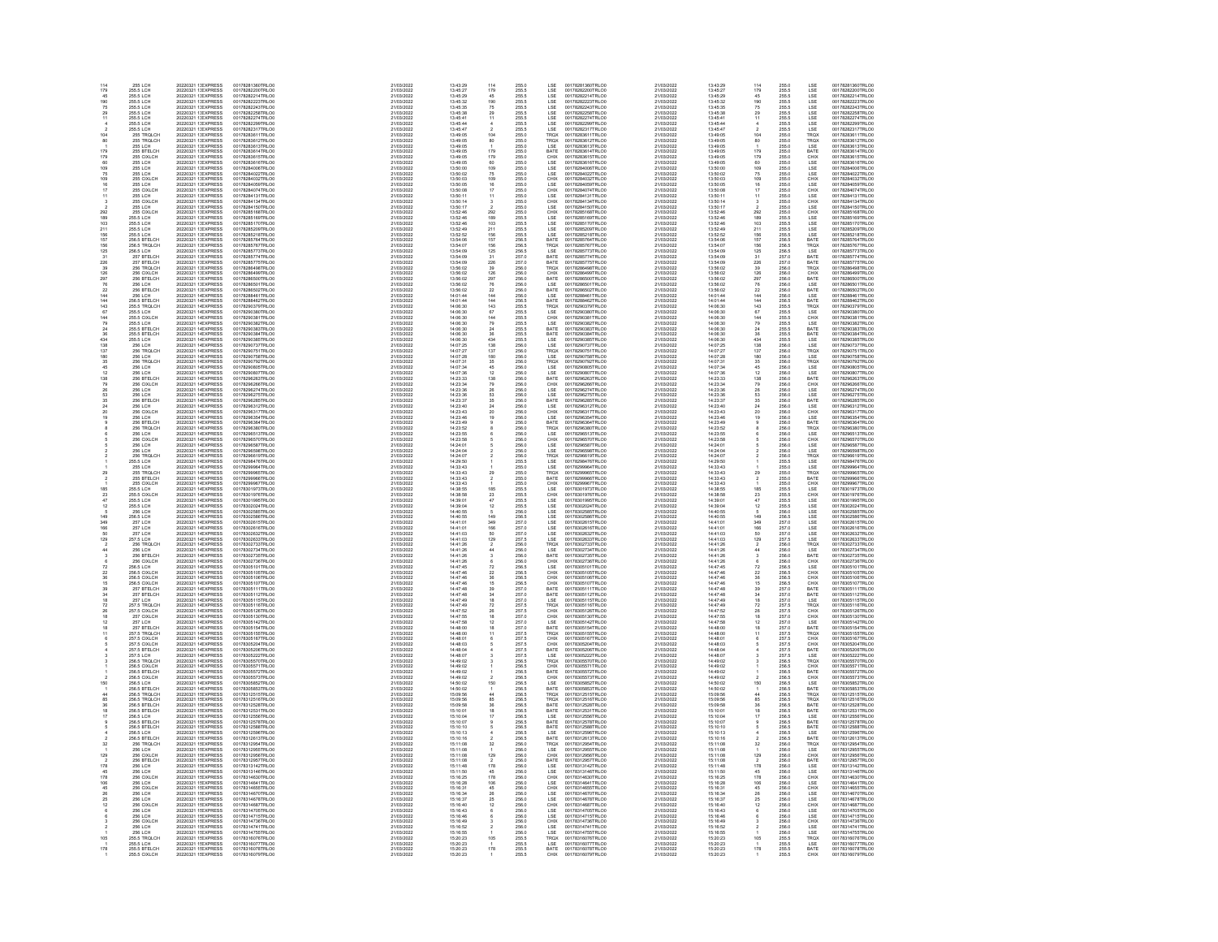| | | | | | | | | | | | | | | | |
|---|---|---|---|---|---|---|---|---|---|---|---|---|---|---|---|
| 114 | 255 LCH | 20220321 13EXPRESS | 00178281360TRLO0 | 21/03/2022 | 13:43:29 | 114 | 255.0 | LSE | 00178281360TRLO0 | 21/03/2022 | 13:43:29 | 114 | 255.0 | LSE | 00178281360TRLO0 |
| 179 | 255.5 LCH | 20220321 13EXPRESS | 00178282200TRLO0 | 21/03/2022 | 13:45:27 | 179 | 255.5 | LSE | 00178282200TRLO0 | 21/03/2022 | 13:45:27 | 179 | 255.5 | LSE | 00178282200TRLO0 |
| 45 | 255.5 LCH | 20220321 13EXPRESS | 00178282214TRLO0 | 21/03/2022 | 13:45:29 | 45 | 255.5 | LSE | 00178282214TRLO0 | 21/03/2022 | 13:45:29 | 45 | 255.5 | LSE | 00178282214TRLO0 |
| 190 | 255.5 LCH | 20220321 13EXPRESS | 00178282223TRLO0 | 21/03/2022 | 13:45:32 | 190 | 255.5 | LSE | 00178282223TRLO0 | 21/03/2022 | 13:45:32 | 190 | 255.5 | LSE | 00178282223TRLO0 |
| 75 | 255.5 LCH | 20220321 13EXPRESS | 00178282243TRLO0 | 21/03/2022 | 13:45:35 | 75 | 255.5 | LSE | 00178282243TRLO0 | 21/03/2022 | 13:45:35 | 75 | 255.5 | LSE | 00178282243TRLO0 |
| 29 | 255.5 LCH | 20220321 13EXPRESS | 00178282258TRLO0 | 21/03/2022 | 13:45:38 | 29 | 255.5 | LSE | 00178282258TRLO0 | 21/03/2022 | 13:45:38 | 29 | 255.5 | LSE | 00178282258TRLO0 |
| 11 | 255.5 LCH | 20220321 13EXPRESS | 00178282274TRLO0 | 21/03/2022 | 13:45:41 | 11 | 255.5 | LSE | 00178282274TRLO0 | 21/03/2022 | 13:45:41 | 11 | 255.5 | LSE | 00178282274TRLO0 |
| 4 | 255.5 LCH | 20220321 13EXPRESS | 00178282299TRLO0 | 21/03/2022 | 13:45:44 | 4 | 255.5 | LSE | 00178282299TRLO0 | 21/03/2022 | 13:45:44 | 4 | 255.5 | LSE | 00178282299TRLO0 |
| 2 | 255.5 LCH | 20220321 13EXPRESS | 00178282317TRLO0 | 21/03/2022 | 13:45:47 | 2 | 255.5 | LSE | 00178282317TRLO0 | 21/03/2022 | 13:45:47 | 2 | 255.5 | LSE | 00178282317TRLO0 |
| 104 | 255 TRQLCH | 20220321 13EXPRESS | 00178283611TRLO0 | 21/03/2022 | 13:49:05 | 104 | 255.0 | TRQX | 00178283611TRLO0 | 21/03/2022 | 13:49:05 | 104 | 255.0 | TRQX | 00178283611TRLO0 |
| 80 | 255 TRQLCH | 20220321 13EXPRESS | 00178283612TRLO0 | 21/03/2022 | 13:49:05 | 80 | 255.0 | TRQX | 00178283612TRLO0 | 21/03/2022 | 13:49:05 | 80 | 255.0 | TRQX | 00178283612TRLO0 |
| 1 | 255 LCH | 20220321 13EXPRESS | 00178283613TRLO0 | 21/03/2022 | 13:49:05 | 1 | 255.0 | LSE | 00178283613TRLO0 | 21/03/2022 | 13:49:05 | 1 | 255.0 | LSE | 00178283613TRLO0 |
| 179 | 255 BTELCH | 20220321 13EXPRESS | 00178283614TRLO0 | 21/03/2022 | 13:49:05 | 179 | 255.0 | BATE | 00178283614TRLO0 | 21/03/2022 | 13:49:05 | 179 | 255.0 | BATE | 00178283614TRLO0 |
| 179 | 255 CXLCH | 20220321 13EXPRESS | 00178283615TRLO0 | 21/03/2022 | 13:49:05 | 179 | 255.0 | CHIX | 00178283615TRLO0 | 21/03/2022 | 13:49:05 | 179 | 255.0 | CHIX | 00178283615TRLO0 |
| 60 | 255 LCH | 20220321 13EXPRESS | 00178283616TRLO0 | 21/03/2022 | 13:49:05 | 60 | 255.0 | LSE | 00178283616TRLO0 | 21/03/2022 | 13:49:05 | 60 | 255.0 | LSE | 00178283616TRLO0 |
| 109 | 255 LCH | 20220321 13EXPRESS | 00178284006TRLO0 | 21/03/2022 | 13:50:00 | 109 | 255.0 | LSE | 00178284006TRLO0 | 21/03/2022 | 13:50:00 | 109 | 255.0 | LSE | 00178284006TRLO0 |
| 75 | 255 LCH | 20220321 13EXPRESS | 00178284022TRLO0 | 21/03/2022 | 13:50:02 | 75 | 255.0 | LSE | 00178284022TRLO0 | 21/03/2022 | 13:50:02 | 75 | 255.0 | LSE | 00178284022TRLO0 |
| 109 | 255 CXLCH | 20220321 13EXPRESS | 00178284032TRLO0 | 21/03/2022 | 13:50:03 | 109 | 255.0 | CHIX | 00178284032TRLO0 | 21/03/2022 | 13:50:03 | 109 | 255.0 | CHIX | 00178284032TRLO0 |
| 16 | 255 LCH | 20220321 13EXPRESS | 00178284059TRLO0 | 21/03/2022 | 13:50:05 | 16 | 255.0 | LSE | 00178284059TRLO0 | 21/03/2022 | 13:50:05 | 16 | 255.0 | LSE | 00178284059TRLO0 |
| 17 | 255 CXLCH | 20220321 13EXPRESS | 00178284074TRLO0 | 21/03/2022 | 13:50:08 | 17 | 255.0 | CHIX | 00178284074TRLO0 | 21/03/2022 | 13:50:08 | 17 | 255.0 | CHIX | 00178284074TRLO0 |
| 11 | 255 LCH | 20220321 13EXPRESS | 00178284131TRLO0 | 21/03/2022 | 13:50:11 | 11 | 255.0 | LSE | 00178284131TRLO0 | 21/03/2022 | 13:50:11 | 11 | 255.0 | LSE | 00178284131TRLO0 |
| 3 | 255 CXLCH | 20220321 13EXPRESS | 00178284134TRLO0 | 21/03/2022 | 13:50:14 | 3 | 255.0 | CHIX | 00178284134TRLO0 | 21/03/2022 | 13:50:14 | 3 | 255.0 | CHIX | 00178284134TRLO0 |
| 2 | 255 LCH | 20220321 13EXPRESS | 00178284150TRLO0 | 21/03/2022 | 13:50:17 | 2 | 255.0 | LSE | 00178284150TRLO0 | 21/03/2022 | 13:50:17 | 2 | 255.0 | LSE | 00178284150TRLO0 |
| 292 | 255 CXLCH | 20220321 13EXPRESS | 00178285168TRLO0 | 21/03/2022 | 13:52:46 | 292 | 255.0 | CHIX | 00178285168TRLO0 | 21/03/2022 | 13:52:46 | 292 | 255.0 | CHIX | 00178285168TRLO0 |
| 189 | 255.5 LCH | 20220321 13EXPRESS | 00178285169TRLO0 | 21/03/2022 | 13:52:46 | 189 | 255.5 | LSE | 00178285169TRLO0 | 21/03/2022 | 13:52:46 | 189 | 255.5 | LSE | 00178285169TRLO0 |
| 103 | 255.5 LCH | 20220321 13EXPRESS | 00178285170TRLO0 | 21/03/2022 | 13:52:46 | 103 | 255.5 | LSE | 00178285170TRLO0 | 21/03/2022 | 13:52:46 | 103 | 255.5 | LSE | 00178285170TRLO0 |
| 211 | 255.5 LCH | 20220321 13EXPRESS | 00178285209TRLO0 | 21/03/2022 | 13:52:49 | 211 | 255.5 | LSE | 00178285209TRLO0 | 21/03/2022 | 13:52:49 | 211 | 255.5 | LSE | 00178285209TRLO0 |
| 156 | 255.5 LCH | 20220321 13EXPRESS | 00178285218TRLO0 | 21/03/2022 | 13:52:52 | 156 | 255.5 | LSE | 00178285218TRLO0 | 21/03/2022 | 13:52:52 | 156 | 255.5 | LSE | 00178285218TRLO0 |
| 157 | 256.5 BTELCH | 20220321 13EXPRESS | 00178285764TRLO0 | 21/03/2022 | 13:54:06 | 157 | 256.5 | BATE | 00178285764TRLO0 | 21/03/2022 | 13:54:06 | 157 | 256.5 | BATE | 00178285764TRLO0 |
| 156 | 256.5 TRQLCH | 20220321 13EXPRESS | 00178285767TRLO0 | 21/03/2022 | 13:54:07 | 156 | 256.5 | TRQX | 00178285767TRLO0 | 21/03/2022 | 13:54:07 | 156 | 256.5 | TRQX | 00178285767TRLO0 |
| 125 | 256.5 LCH | 20220321 13EXPRESS | 00178285773TRLO0 | 21/03/2022 | 13:54:09 | 125 | 256.5 | LSE | 00178285773TRLO0 | 21/03/2022 | 13:54:09 | 125 | 256.5 | LSE | 00178285773TRLO0 |
| 31 | 257 BTELCH | 20220321 13EXPRESS | 00178285774TRLO0 | 21/03/2022 | 13:54:09 | 31 | 257.0 | BATE | 00178285774TRLO0 | 21/03/2022 | 13:54:09 | 31 | 257.0 | BATE | 00178285774TRLO0 |
| 226 | 257 BTELCH | 20220321 13EXPRESS | 00178285775TRLO0 | 21/03/2022 | 13:54:09 | 226 | 257.0 | BATE | 00178285775TRLO0 | 21/03/2022 | 13:54:09 | 226 | 257.0 | BATE | 00178285775TRLO0 |
| 39 | 256 TRQLCH | 20220321 13EXPRESS | 00178286498TRLO0 | 21/03/2022 | 13:56:02 | 39 | 256.0 | TRQX | 00178286498TRLO0 | 21/03/2022 | 13:56:02 | 39 | 256.0 | TRQX | 00178286498TRLO0 |
| 126 | 256 CXLCH | 20220321 13EXPRESS | 00178286499TRLO0 | 21/03/2022 | 13:56:02 | 126 | 256.0 | CHIX | 00178286499TRLO0 | 21/03/2022 | 13:56:02 | 126 | 256.0 | CHIX | 00178286499TRLO0 |
| 297 | 256 BTELCH | 20220321 13EXPRESS | 00178286500TRLO0 | 21/03/2022 | 13:56:02 | 297 | 256.0 | BATE | 00178286500TRLO0 | 21/03/2022 | 13:56:02 | 297 | 256.0 | BATE | 00178286500TRLO0 |
| 76 | 256 LCH | 20220321 13EXPRESS | 00178286501TRLO0 | 21/03/2022 | 13:56:02 | 76 | 256.0 | LSE | 00178286501TRLO0 | 21/03/2022 | 13:56:02 | 76 | 256.0 | LSE | 00178286501TRLO0 |
| 22 | 256 BTELCH | 20220321 13EXPRESS | 00178286502TRLO0 | 21/03/2022 | 13:56:02 | 22 | 256.0 | BATE | 00178286502TRLO0 | 21/03/2022 | 13:56:02 | 22 | 256.0 | BATE | 00178286502TRLO0 |
| 144 | 256 LCH | 20220321 14EXPRESS | 00178288461TRLO0 | 21/03/2022 | 14:01:44 | 144 | 256.0 | LSE | 00178288461TRLO0 | 21/03/2022 | 14:01:44 | 144 | 256.0 | LSE | 00178288461TRLO0 |
| 144 | 256.5 BTELCH | 20220321 14EXPRESS | 00178288462TRLO0 | 21/03/2022 | 14:01:44 | 144 | 256.5 | BATE | 00178288462TRLO0 | 21/03/2022 | 14:01:44 | 144 | 256.5 | BATE | 00178288462TRLO0 |
| 143 | 255.5 TRQLCH | 20220321 14EXPRESS | 00178290379TRLO0 | 21/03/2022 | 14:06:30 | 143 | 255.5 | TRQX | 00178290379TRLO0 | 21/03/2022 | 14:06:30 | 143 | 255.5 | TRQX | 00178290379TRLO0 |
| 67 | 255.5 LCH | 20220321 14EXPRESS | 00178290380TRLO0 | 21/03/2022 | 14:06:30 | 67 | 255.5 | LSE | 00178290380TRLO0 | 21/03/2022 | 14:06:30 | 67 | 255.5 | LSE | 00178290380TRLO0 |
| 144 | 255.5 CXLCH | 20220321 14EXPRESS | 00178290381TRLO0 | 21/03/2022 | 14:06:30 | 144 | 255.5 | CHIX | 00178290381TRLO0 | 21/03/2022 | 14:06:30 | 144 | 255.5 | CHIX | 00178290381TRLO0 |
| 79 | 255.5 LCH | 20220321 14EXPRESS | 00178290382TRLO0 | 21/03/2022 | 14:06:30 | 79 | 255.5 | LSE | 00178290382TRLO0 | 21/03/2022 | 14:06:30 | 79 | 255.5 | LSE | 00178290382TRLO0 |
| 24 | 255.5 BTELCH | 20220321 14EXPRESS | 00178290383TRLO0 | 21/03/2022 | 14:06:30 | 24 | 255.5 | BATE | 00178290383TRLO0 | 21/03/2022 | 14:06:30 | 24 | 255.5 | BATE | 00178290383TRLO0 |
| 36 | 255.5 BTELCH | 20220321 14EXPRESS | 00178290384TRLO0 | 21/03/2022 | 14:06:30 | 36 | 255.5 | BATE | 00178290384TRLO0 | 21/03/2022 | 14:06:30 | 36 | 255.5 | BATE | 00178290384TRLO0 |
| 434 | 255.5 LCH | 20220321 14EXPRESS | 00178290385TRLO0 | 21/03/2022 | 14:06:30 | 434 | 255.5 | LSE | 00178290385TRLO0 | 21/03/2022 | 14:06:30 | 434 | 255.5 | LSE | 00178290385TRLO0 |
| 138 | 256 LCH | 20220321 14EXPRESS | 00178290737TRLO0 | 21/03/2022 | 14:07:25 | 138 | 256.0 | LSE | 00178290737TRLO0 | 21/03/2022 | 14:07:25 | 138 | 256.0 | LSE | 00178290737TRLO0 |
| 137 | 256 TRQLCH | 20220321 14EXPRESS | 00178290751TRLO0 | 21/03/2022 | 14:07:27 | 137 | 256.0 | TRQX | 00178290751TRLO0 | 21/03/2022 | 14:07:27 | 137 | 256.0 | TRQX | 00178290751TRLO0 |
| 180 | 256 LCH | 20220321 14EXPRESS | 00178290758TRLO0 | 21/03/2022 | 14:07:28 | 180 | 256.0 | LSE | 00178290758TRLO0 | 21/03/2022 | 14:07:28 | 180 | 256.0 | LSE | 00178290758TRLO0 |
| 35 | 256 TRQLCH | 20220321 14EXPRESS | 00178290792TRLO0 | 21/03/2022 | 14:07:31 | 35 | 256.0 | TRQX | 00178290792TRLO0 | 21/03/2022 | 14:07:31 | 35 | 256.0 | TRQX | 00178290792TRLO0 |
| 45 | 256 LCH | 20220321 14EXPRESS | 00178290805TRLO0 | 21/03/2022 | 14:07:34 | 45 | 256.0 | LSE | 00178290805TRLO0 | 21/03/2022 | 14:07:34 | 45 | 256.0 | LSE | 00178290805TRLO0 |
| 12 | 256 LCH | 20220321 14EXPRESS | 00178290807TRLO0 | 21/03/2022 | 14:07:36 | 12 | 256.0 | LSE | 00178290807TRLO0 | 21/03/2022 | 14:07:36 | 12 | 256.0 | LSE | 00178290807TRLO0 |
| 138 | 256 BTELCH | 20220321 14EXPRESS | 00178296263TRLO0 | 21/03/2022 | 14:23:33 | 138 | 256.0 | BATE | 00178296263TRLO0 | 21/03/2022 | 14:23:33 | 138 | 256.0 | BATE | 00178296263TRLO0 |
| 79 | 256 CXLCH | 20220321 14EXPRESS | 00178296266TRLO0 | 21/03/2022 | 14:23:34 | 79 | 256.0 | CHIX | 00178296266TRLO0 | 21/03/2022 | 14:23:34 | 79 | 256.0 | CHIX | 00178296266TRLO0 |
| 26 | 256 LCH | 20220321 14EXPRESS | 00178296274TRLO0 | 21/03/2022 | 14:23:36 | 26 | 256.0 | LSE | 00178296274TRLO0 | 21/03/2022 | 14:23:36 | 26 | 256.0 | LSE | 00178296274TRLO0 |
| 53 | 256 LCH | 20220321 14EXPRESS | 00178296275TRLO0 | 21/03/2022 | 14:23:36 | 53 | 256.0 | LSE | 00178296275TRLO0 | 21/03/2022 | 14:23:36 | 53 | 256.0 | LSE | 00178296275TRLO0 |
| 35 | 256 BTELCH | 20220321 14EXPRESS | 00178296285TRLO0 | 21/03/2022 | 14:23:37 | 35 | 256.0 | BATE | 00178296285TRLO0 | 21/03/2022 | 14:23:37 | 35 | 256.0 | BATE | 00178296285TRLO0 |
| 24 | 256 LCH | 20220321 14EXPRESS | 00178296312TRLO0 | 21/03/2022 | 14:23:40 | 24 | 256.0 | LSE | 00178296312TRLO0 | 21/03/2022 | 14:23:40 | 24 | 256.0 | LSE | 00178296312TRLO0 |
| 20 | 256 CXLCH | 20220321 14EXPRESS | 00178296317TRLO0 | 21/03/2022 | 14:23:43 | 20 | 256.0 | CHIX | 00178296317TRLO0 | 21/03/2022 | 14:23:43 | 20 | 256.0 | CHIX | 00178296317TRLO0 |
| 19 | 256 LCH | 20220321 14EXPRESS | 00178296354TRLO0 | 21/03/2022 | 14:23:46 | 19 | 256.0 | LSE | 00178296354TRLO0 | 21/03/2022 | 14:23:46 | 19 | 256.0 | LSE | 00178296354TRLO0 |
| 9 | 256 BTELCH | 20220321 14EXPRESS | 00178296364TRLO0 | 21/03/2022 | 14:23:49 | 9 | 256.0 | BATE | 00178296364TRLO0 | 21/03/2022 | 14:23:49 | 9 | 256.0 | BATE | 00178296364TRLO0 |
| 8 | 256 TRQLCH | 20220321 14EXPRESS | 00178296380TRLO0 | 21/03/2022 | 14:23:52 | 8 | 256.0 | TRQX | 00178296380TRLO0 | 21/03/2022 | 14:23:52 | 8 | 256.0 | TRQX | 00178296380TRLO0 |
| 6 | 256 LCH | 20220321 14EXPRESS | 00178296513TRLO0 | 21/03/2022 | 14:23:55 | 6 | 256.0 | LSE | 00178296513TRLO0 | 21/03/2022 | 14:23:55 | 6 | 256.0 | LSE | 00178296513TRLO0 |
| 5 | 256 CXLCH | 20220321 14EXPRESS | 00178296570TRLO0 | 21/03/2022 | 14:23:58 | 5 | 256.0 | CHIX | 00178296570TRLO0 | 21/03/2022 | 14:23:58 | 5 | 256.0 | CHIX | 00178296570TRLO0 |
| 5 | 256 LCH | 20220321 14EXPRESS | 00178296587TRLO0 | 21/03/2022 | 14:24:01 | 5 | 256.0 | LSE | 00178296587TRLO0 | 21/03/2022 | 14:24:01 | 5 | 256.0 | LSE | 00178296587TRLO0 |
| 2 | 256 LCH | 20220321 14EXPRESS | 00178296598TRLO0 | 21/03/2022 | 14:24:04 | 2 | 256.0 | LSE | 00178296598TRLO0 | 21/03/2022 | 14:24:04 | 2 | 256.0 | LSE | 00178296598TRLO0 |
| 2 | 256 TRQLCH | 20220321 14EXPRESS | 00178296619TRLO0 | 21/03/2022 | 14:24:07 | 2 | 256.0 | TRQX | 00178296619TRLO0 | 21/03/2022 | 14:24:07 | 2 | 256.0 | TRQX | 00178296619TRLO0 |
| 1 | 255.5 LCH | 20220321 14EXPRESS | 00178298476TRLO0 | 21/03/2022 | 14:29:50 | 1 | 255.5 | LSE | 00178298476TRLO0 | 21/03/2022 | 14:29:50 | 1 | 255.5 | LSE | 00178298476TRLO0 |
| 1 | 255 LCH | 20220321 14EXPRESS | 00178299964TRLO0 | 21/03/2022 | 14:33:43 | 1 | 255.0 | LSE | 00178299964TRLO0 | 21/03/2022 | 14:33:43 | 1 | 255.0 | LSE | 00178299964TRLO0 |
| 29 | 255 TRQLCH | 20220321 14EXPRESS | 00178299965TRLO0 | 21/03/2022 | 14:33:43 | 29 | 255.0 | TRQX | 00178299965TRLO0 | 21/03/2022 | 14:33:43 | 29 | 255.0 | TRQX | 00178299965TRLO0 |
| 2 | 255 BTELCH | 20220321 14EXPRESS | 00178299966TRLO0 | 21/03/2022 | 14:33:43 | 2 | 255.0 | BATE | 00178299966TRLO0 | 21/03/2022 | 14:33:43 | 2 | 255.0 | BATE | 00178299966TRLO0 |
| 1 | 255 CXLCH | 20220321 14EXPRESS | 00178299967TRLO0 | 21/03/2022 | 14:33:43 | 1 | 255.0 | CHIX | 00178299967TRLO0 | 21/03/2022 | 14:33:43 | 1 | 255.0 | CHIX | 00178299967TRLO0 |
| 185 | 255.5 LCH | 20220321 14EXPRESS | 00178301977TRLO0 | 21/03/2022 | 14:38:55 | 185 | 255.5 | LSE | 00178301977TRLO0 | 21/03/2022 | 14:38:55 | 185 | 255.5 | LSE | 00178301977TRLO0 |
| 23 | 255.5 CXLCH | 20220321 14EXPRESS | 00178301976TRLO0 | 21/03/2022 | 14:38:58 | 23 | 255.5 | CHIX | 00178301976TRLO0 | 21/03/2022 | 14:38:58 | 23 | 255.5 | CHIX | 00178301976TRLO0 |
| 47 | 255.5 LCH | 20220321 14EXPRESS | 00178301995TRLO0 | 21/03/2022 | 14:39:01 | 47 | 255.5 | LSE | 00178301995TRLO0 | 21/03/2022 | 14:39:01 | 47 | 255.5 | LSE | 00178301995TRLO0 |
| 12 | 255.5 LCH | 20220321 14EXPRESS | 00178302024TRLO0 | 21/03/2022 | 14:39:04 | 12 | 255.5 | LSE | 00178302024TRLO0 | 21/03/2022 | 14:39:04 | 12 | 255.5 | LSE | 00178302024TRLO0 |
| 5 | 256 LCH | 20220321 14EXPRESS | 00178302585TRLO0 | 21/03/2022 | 14:40:55 | 5 | 256.0 | LSE | 00178302585TRLO0 | 21/03/2022 | 14:40:55 | 5 | 256.0 | LSE | 00178302585TRLO0 |
| 149 | 256.5 LCH | 20220321 14EXPRESS | 00178302586TRLO0 | 21/03/2022 | 14:40:55 | 149 | 256.5 | LSE | 00178302586TRLO0 | 21/03/2022 | 14:40:55 | 149 | 256.5 | LSE | 00178302586TRLO0 |
| 349 | 257 LCH | 20220321 14EXPRESS | 00178302615TRLO0 | 21/03/2022 | 14:41:01 | 349 | 257.0 | LSE | 00178302615TRLO0 | 21/03/2022 | 14:41:01 | 349 | 257.0 | LSE | 00178302615TRLO0 |
| 166 | 257 LCH | 20220321 14EXPRESS | 00178302616TRLO0 | 21/03/2022 | 14:41:01 | 166 | 257.0 | LSE | 00178302616TRLO0 | 21/03/2022 | 14:41:01 | 166 | 257.0 | LSE | 00178302616TRLO0 |
| 50 | 257 LCH | 20220321 14EXPRESS | 00178302632TRLO0 | 21/03/2022 | 14:41:03 | 50 | 257.0 | LSE | 00178302632TRLO0 | 21/03/2022 | 14:41:03 | 50 | 257.0 | LSE | 00178302632TRLO0 |
| 129 | 257.5 LCH | 20220321 14EXPRESS | 00178302633TRLO0 | 21/03/2022 | 14:41:03 | 129 | 257.5 | LSE | 00178302633TRLO0 | 21/03/2022 | 14:41:03 | 129 | 257.5 | LSE | 00178302633TRLO0 |
| 2 | 256 TRQLCH | 20220321 14EXPRESS | 00178302733TRLO0 | 21/03/2022 | 14:41:26 | 2 | 256.0 | TRQX | 00178302733TRLO0 | 21/03/2022 | 14:41:26 | 2 | 256.0 | TRQX | 00178302733TRLO0 |
| 44 | 256 LCH | 20220321 14EXPRESS | 00178302734TRLO0 | 21/03/2022 | 14:41:26 | 44 | 256.0 | LSE | 00178302734TRLO0 | 21/03/2022 | 14:41:26 | 44 | 256.0 | LSE | 00178302734TRLO0 |
| 3 | 256 BTELCH | 20220321 14EXPRESS | 00178302735TRLO0 | 21/03/2022 | 14:41:26 | 3 | 256.0 | BATE | 00178302735TRLO0 | 21/03/2022 | 14:41:26 | 3 | 256.0 | BATE | 00178302735TRLO0 |
| 6 | 256 CXLCH | 20220321 14EXPRESS | 00178302736TRLO0 | 21/03/2022 | 14:41:26 | 6 | 256.0 | CHIX | 00178302736TRLO0 | 21/03/2022 | 14:41:26 | 6 | 256.0 | CHIX | 00178302736TRLO0 |
| 72 | 256.5 LCH | 20220321 14EXPRESS | 00178305101TRLO0 | 21/03/2022 | 14:47:45 | 72 | 256.5 | LSE | 00178305101TRLO0 | 21/03/2022 | 14:47:45 | 72 | 256.5 | LSE | 00178305101TRLO0 |
| 22 | 256.5 CXLCH | 20220321 14EXPRESS | 00178305105TRLO0 | 21/03/2022 | 14:47:46 | 22 | 256.5 | CHIX | 00178305105TRLO0 | 21/03/2022 | 14:47:46 | 22 | 256.5 | CHIX | 00178305105TRLO0 |
| 36 | 256.5 CXLCH | 20220321 14EXPRESS | 00178305106TRLO0 | 21/03/2022 | 14:47:46 | 36 | 256.5 | CHIX | 00178305106TRLO0 | 21/03/2022 | 14:47:46 | 36 | 256.5 | CHIX | 00178305106TRLO0 |
| 15 | 256.5 CXLCH | 20220321 14EXPRESS | 00178305107TRLO0 | 21/03/2022 | 14:47:46 | 15 | 256.5 | CHIX | 00178305107TRLO0 | 21/03/2022 | 14:47:46 | 15 | 256.5 | CHIX | 00178305107TRLO0 |
| 39 | 257 BTELCH | 20220321 14EXPRESS | 00178305111TRLO0 | 21/03/2022 | 14:47:48 | 39 | 257.0 | BATE | 00178305111TRLO0 | 21/03/2022 | 14:47:48 | 39 | 257.0 | BATE | 00178305111TRLO0 |
| 34 | 257 BTELCH | 20220321 14EXPRESS | 00178305112TRLO0 | 21/03/2022 | 14:47:48 | 34 | 257.0 | BATE | 00178305112TRLO0 | 21/03/2022 | 14:47:48 | 34 | 257.0 | BATE | 00178305112TRLO0 |
| 18 | 257 LCH | 20220321 14EXPRESS | 00178305115TRLO0 | 21/03/2022 | 14:47:49 | 18 | 257.0 | LSE | 00178305115TRLO0 | 21/03/2022 | 14:47:49 | 18 | 257.0 | LSE | 00178305115TRLO0 |
| 72 | 257.5 TRQLCH | 20220321 14EXPRESS | 00178305116TRLO0 | 21/03/2022 | 14:47:49 | 72 | 257.5 | TRQX | 00178305116TRLO0 | 21/03/2022 | 14:47:49 | 72 | 257.5 | TRQX | 00178305116TRLO0 |
| 26 | 257.5 CXLCH | 20220321 14EXPRESS | 00178305126TRLO0 | 21/03/2022 | 14:47:52 | 26 | 257.5 | CHIX | 00178305126TRLO0 | 21/03/2022 | 14:47:52 | 26 | 257.5 | CHIX | 00178305126TRLO0 |
| 18 | 257 CXLCH | 20220321 14EXPRESS | 00178305130TRLO0 | 21/03/2022 | 14:47:55 | 18 | 257.0 | CHIX | 00178305130TRLO0 | 21/03/2022 | 14:47:55 | 18 | 257.0 | CHIX | 00178305130TRLO0 |
| 12 | 257 LCH | 20220321 14EXPRESS | 00178305142TRLO0 | 21/03/2022 | 14:47:58 | 12 | 257.0 | LSE | 00178305142TRLO0 | 21/03/2022 | 14:47:58 | 12 | 257.0 | LSE | 00178305142TRLO0 |
| 18 | 257 BTELCH | 20220321 14EXPRESS | 00178305154TRLO0 | 21/03/2022 | 14:48:00 | 18 | 257.0 | BATE | 00178305154TRLO0 | 21/03/2022 | 14:48:00 | 18 | 257.0 | BATE | 00178305154TRLO0 |
| 11 | 257.5 TRQLCH | 20220321 14EXPRESS | 00178305155TRLO0 | 21/03/2022 | 14:48:00 | 11 | 257.5 | TRQX | 00178305155TRLO0 | 21/03/2022 | 14:48:00 | 11 | 257.5 | TRQX | 00178305155TRLO0 |
| 6 | 257.5 CXLCH | 20220321 14EXPRESS | 00178305167TRLO0 | 21/03/2022 | 14:48:01 | 6 | 257.5 | CHIX | 00178305167TRLO0 | 21/03/2022 | 14:48:01 | 6 | 257.5 | CHIX | 00178305167TRLO0 |
| 5 | 257.5 CXLCH | 20220321 14EXPRESS | 00178305204TRLO0 | 21/03/2022 | 14:48:03 | 5 | 257.5 | CHIX | 00178305204TRLO0 | 21/03/2022 | 14:48:03 | 5 | 257.5 | CHIX | 00178305204TRLO0 |
| 4 | 257.5 BTELCH | 20220321 14EXPRESS | 00178305206TRLO0 | 21/03/2022 | 14:48:04 | 4 | 257.5 | BATE | 00178305206TRLO0 | 21/03/2022 | 14:48:04 | 4 | 257.5 | BATE | 00178305206TRLO0 |
| 3 | 257.5 LCH | 20220321 14EXPRESS | 00178305222TRLO0 | 21/03/2022 | 14:48:07 | 3 | 257.5 | LSE | 00178305222TRLO0 | 21/03/2022 | 14:48:07 | 3 | 257.5 | LSE | 00178305222TRLO0 |
| 3 | 256.5 TRQLCH | 20220321 14EXPRESS | 00178305570TRLO0 | 21/03/2022 | 14:49:02 | 3 | 256.5 | TRQX | 00178305570TRLO0 | 21/03/2022 | 14:49:02 | 3 | 256.5 | TRQX | 00178305570TRLO0 |
| 1 | 256.5 CXLCH | 20220321 14EXPRESS | 00178305571TRLO0 | 21/03/2022 | 14:49:02 | 1 | 256.5 | CHIX | 00178305571TRLO0 | 21/03/2022 | 14:49:02 | 1 | 256.5 | CHIX | 00178305571TRLO0 |
| 1 | 256.5 BTELCH | 20220321 14EXPRESS | 00178305572TRLO0 | 21/03/2022 | 14:49:02 | 1 | 256.5 | BATE | 00178305572TRLO0 | 21/03/2022 | 14:49:02 | 1 | 256.5 | BATE | 00178305572TRLO0 |
| 2 | 256.5 CXLCH | 20220321 14EXPRESS | 00178305573TRLO0 | 21/03/2022 | 14:49:02 | 2 | 256.5 | CHIX | 00178305573TRLO0 | 21/03/2022 | 14:49:02 | 2 | 256.5 | CHIX | 00178305573TRLO0 |
| 150 | 256.5 LCH | 20220321 14EXPRESS | 00178305852TRLO0 | 21/03/2022 | 14:50:02 | 150 | 256.5 | LSE | 00178305852TRLO0 | 21/03/2022 | 14:50:02 | 150 | 256.5 | LSE | 00178305852TRLO0 |
| 1 | 256.5 BTELCH | 20220321 14EXPRESS | 00178305853TRLO0 | 21/03/2022 | 14:50:02 | 1 | 256.5 | BATE | 00178305853TRLO0 | 21/03/2022 | 14:50:02 | 1 | 256.5 | BATE | 00178305853TRLO0 |
| 44 | 256.5 TRQLCH | 20220321 15EXPRESS | 00178312515TRLO0 | 21/03/2022 | 15:09:56 | 44 | 256.5 | TRQX | 00178312515TRLO0 | 21/03/2022 | 15:09:56 | 44 | 256.5 | TRQX | 00178312515TRLO0 |
| 85 | 256.5 TRQLCH | 20220321 15EXPRESS | 00178312516TRLO0 | 21/03/2022 | 15:09:56 | 85 | 256.5 | TRQX | 00178312516TRLO0 | 21/03/2022 | 15:09:56 | 85 | 256.5 | TRQX | 00178312516TRLO0 |
| 36 | 256.5 BTELCH | 20220321 15EXPRESS | 00178312528TRLO0 | 21/03/2022 | 15:09:58 | 36 | 256.5 | BATE | 00178312528TRLO0 | 21/03/2022 | 15:09:58 | 36 | 256.5 | BATE | 00178312528TRLO0 |
| 18 | 256.5 BTELCH | 20220321 15EXPRESS | 00178312531TRLO0 | 21/03/2022 | 15:10:01 | 18 | 256.5 | BATE | 00178312531TRLO0 | 21/03/2022 | 15:10:01 | 18 | 256.5 | BATE | 00178312531TRLO0 |
| 17 | 256.5 LCH | 20220321 15EXPRESS | 00178312556TRLO0 | 21/03/2022 | 15:10:04 | 17 | 256.5 | LSE | 00178312556TRLO0 | 21/03/2022 | 15:10:04 | 17 | 256.5 | LSE | 00178312556TRLO0 |
| 9 | 256.5 BTELCH | 20220321 15EXPRESS | 00178312578TRLO0 | 21/03/2022 | 15:10:07 | 9 | 256.5 | BATE | 00178312578TRLO0 | 21/03/2022 | 15:10:07 | 9 | 256.5 | BATE | 00178312578TRLO0 |
| 5 | 256.5 BTELCH | 20220321 15EXPRESS | 00178312588TRLO0 | 21/03/2022 | 15:10:10 | 5 | 256.5 | BATE | 00178312588TRLO0 | 21/03/2022 | 15:10:10 | 5 | 256.5 | BATE | 00178312588TRLO0 |
| 4 | 256.5 LCH | 20220321 15EXPRESS | 00178312596TRLO0 | 21/03/2022 | 15:10:13 | 4 | 256.5 | LSE | 00178312596TRLO0 | 21/03/2022 | 15:10:13 | 4 | 256.5 | LSE | 00178312596TRLO0 |
| 2 | 256.5 BTELCH | 20220321 15EXPRESS | 00178312613TRLO0 | 21/03/2022 | 15:10:16 | 2 | 256.5 | BATE | 00178312613TRLO0 | 21/03/2022 | 15:10:16 | 2 | 256.5 | BATE | 00178312613TRLO0 |
| 32 | 256 TRQLCH | 20220321 15EXPRESS | 00178312954TRLO0 | 21/03/2022 | 15:11:08 | 32 | 256.0 | TRQX | 00178312954TRLO0 | 21/03/2022 | 15:11:08 | 32 | 256.0 | TRQX | 00178312954TRLO0 |
| 1 | 256 LCH | 20220321 15EXPRESS | 00178312955TRLO0 | 21/03/2022 | 15:11:08 | 1 | 256.0 | LSE | 00178312955TRLO0 | 21/03/2022 | 15:11:08 | 1 | 256.0 | LSE | 00178312955TRLO0 |
| 129 | 256 CXLCH | 20220321 15EXPRESS | 00178312956TRLO0 | 21/03/2022 | 15:11:08 | 129 | 256.0 | CHIX | 00178312956TRLO0 | 21/03/2022 | 15:11:08 | 129 | 256.0 | CHIX | 00178312956TRLO0 |
| 2 | 256 BTELCH | 20220321 15EXPRESS | 00178312957TRLO0 | 21/03/2022 | 15:11:08 | 2 | 256.0 | BATE | 00178312957TRLO0 | 21/03/2022 | 15:11:08 | 2 | 256.0 | BATE | 00178312957TRLO0 |
| 178 | 256 LCH | 20220321 15EXPRESS | 00178313142TRLO0 | 21/03/2022 | 15:11:48 | 178 | 256.0 | LSE | 00178313142TRLO0 | 21/03/2022 | 15:11:48 | 178 | 256.0 | LSE | 00178313142TRLO0 |
| 45 | 256 LCH | 20220321 15EXPRESS | 00178313146TRLO0 | 21/03/2022 | 15:11:50 | 45 | 256.0 | LSE | 00178313146TRLO0 | 21/03/2022 | 15:11:50 | 45 | 256.0 | LSE | 00178313146TRLO0 |
| 178 | 256 CXLCH | 20220321 15EXPRESS | 00178314630TRLO0 | 21/03/2022 | 15:16:25 | 178 | 256.0 | CHIX | 00178314630TRLO0 | 21/03/2022 | 15:16:25 | 178 | 256.0 | CHIX | 00178314630TRLO0 |
| 106 | 256 LCH | 20220321 15EXPRESS | 00178314641TRLO0 | 21/03/2022 | 15:16:28 | 106 | 256.0 | LSE | 00178314641TRLO0 | 21/03/2022 | 15:16:28 | 106 | 256.0 | LSE | 00178314641TRLO0 |
| 45 | 256 CXLCH | 20220321 15EXPRESS | 00178314655TRLO0 | 21/03/2022 | 15:16:31 | 45 | 256.0 | CHIX | 00178314655TRLO0 | 21/03/2022 | 15:16:31 | 45 | 256.0 | CHIX | 00178314655TRLO0 |
| 26 | 256 LCH | 20220321 15EXPRESS | 00178314670TRLO0 | 21/03/2022 | 15:16:34 | 26 | 256.0 | LSE | 00178314670TRLO0 | 21/03/2022 | 15:16:34 | 26 | 256.0 | LSE | 00178314670TRLO0 |
| 25 | 256 LCH | 20220321 15EXPRESS | 00178314678TRLO0 | 21/03/2022 | 15:16:37 | 25 | 256.0 | LSE | 00178314678TRLO0 | 21/03/2022 | 15:16:37 | 25 | 256.0 | LSE | 00178314678TRLO0 |
| 12 | 256 CXLCH | 20220321 15EXPRESS | 00178314687TRLO0 | 21/03/2022 | 15:16:40 | 12 | 256.0 | CHIX | 00178314687TRLO0 | 21/03/2022 | 15:16:40 | 12 | 256.0 | CHIX | 00178314687TRLO0 |
| 6 | 256 LCH | 20220321 15EXPRESS | 00178314705TRLO0 | 21/03/2022 | 15:16:43 | 6 | 256.0 | LSE | 00178314705TRLO0 | 21/03/2022 | 15:16:43 | 6 | 256.0 | LSE | 00178314705TRLO0 |
| 6 | 256 LCH | 20220321 15EXPRESS | 00178314715TRLO0 | 21/03/2022 | 15:16:46 | 6 | 256.0 | LSE | 00178314715TRLO0 | 21/03/2022 | 15:16:46 | 6 | 256.0 | LSE | 00178314715TRLO0 |
| 3 | 256 CXLCH | 20220321 15EXPRESS | 00178314736TRLO0 | 21/03/2022 | 15:16:49 | 3 | 256.0 | CHIX | 00178314736TRLO0 | 21/03/2022 | 15:16:49 | 3 | 256.0 | CHIX | 00178314736TRLO0 |
| 2 | 256 LCH | 20220321 15EXPRESS | 00178314741TRLO0 | 21/03/2022 | 15:16:52 | 2 | 256.0 | LSE | 00178314741TRLO0 | 21/03/2022 | 15:16:52 | 2 | 256.0 | LSE | 00178314741TRLO0 |
| 1 | 256 LCH | 20220321 15EXPRESS | 00178314755TRLO0 | 21/03/2022 | 15:16:55 | 1 | 256.0 | LSE | 00178314755TRLO0 | 21/03/2022 | 15:16:55 | 1 | 256.0 | LSE | 00178314755TRLO0 |
| 105 | 255.5 TRQLCH | 20220321 15EXPRESS | 00178316076TRLO0 | 21/03/2022 | 15:20:23 | 105 | 255.5 | TRQX | 00178316076TRLO0 | 21/03/2022 | 15:20:23 | 105 | 255.5 | TRQX | 00178316076TRLO0 |
| 1 | 255.5 LCH | 20220321 15EXPRESS | 00178316077TRLO0 | 21/03/2022 | 15:20:23 | 1 | 255.5 | LSE | 00178316077TRLO0 | 21/03/2022 | 15:20:23 | 1 | 255.5 | LSE | 00178316077TRLO0 |
| 178 | 255.5 BTELCH | 20220321 15EXPRESS | 00178316078TRLO0 | 21/03/2022 | 15:20:23 | 178 | 255.5 | BATE | 00178316078TRLO0 | 21/03/2022 | 15:20:23 | 178 | 255.5 | BATE | 00178316078TRLO0 |
| 1 | 255.5 CXLCH | 20220321 15EXPRESS | 00178316079TRLO0 | 21/03/2022 | 15:20:23 | 1 | 255.5 | CHIX | 00178316079TRLO0 | 21/03/2022 | 15:20:23 | 1 | 255.5 | CHIX | 00178316079TRLO0 |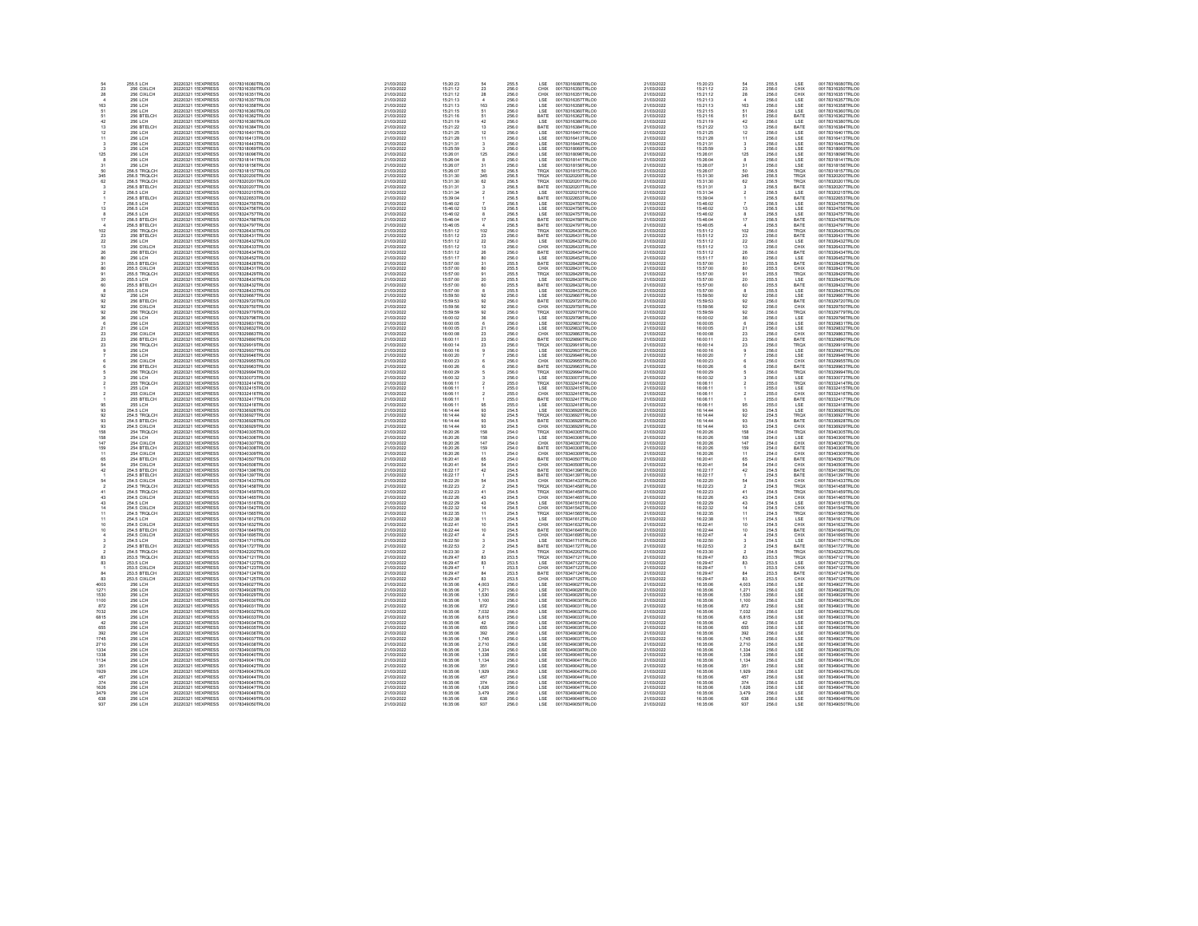| | | | | | | | | | | | | | | | |
|---|---|---|---|---|---|---|---|---|---|---|---|---|---|---|---|
| 54 | 255.5 LCH | 20220321 1EXPRESS | 00178316080TRLO0 | 21/03/2022 | 15:20:23 | 54 | 255.5 | LSE | 00178316080TRLO0 | 21/03/2022 | 15:20:23 | 54 | 255.5 | LSE | 00178316080TRLO0 |
| 23 | 256 CXLCH | 20220321 1EXPRESS | 00178316350TRLO0 | 21/03/2022 | 15:21:12 | 23 | 256.0 | CHIX | 00178316350TRLO0 | 21/03/2022 | 15:21:12 | 23 | 256.0 | CHIX | 00178316350TRLO0 |
| 28 | 256 CXLCH | 20220321 1EXPRESS | 00178316351TRLO0 | 21/03/2022 | 15:21:12 | 28 | 256.0 | CHIX | 00178316351TRLO0 | 21/03/2022 | 15:21:12 | 28 | 256.0 | CHIX | 00178316351TRLO0 |
| 4 | 256 LCH | 20220321 1EXPRESS | 00178316357TRLO0 | 21/03/2022 | 15:21:13 | 4 | 256.0 | LSE | 00178316357TRLO0 | 21/03/2022 | 15:21:13 | 4 | 256.0 | LSE | 00178316357TRLO0 |
| 163 | 256 LCH | 20220321 1EXPRESS | 00178316358TRLO0 | 21/03/2022 | 15:21:13 | 163 | 256.0 | LSE | 00178316358TRLO0 | 21/03/2022 | 15:21:13 | 163 | 256.0 | LSE | 00178316358TRLO0 |
| 51 | 256 LCH | 20220321 1EXPRESS | 00178316360TRLO0 | 21/03/2022 | 15:21:15 | 51 | 256.0 | LSE | 00178316360TRLO0 | 21/03/2022 | 15:21:15 | 51 | 256.0 | LSE | 00178316360TRLO0 |
| 51 | 256 BTELCH | 20220321 1EXPRESS | 00178316362TRLO0 | 21/03/2022 | 15:21:16 | 51 | 256.0 | BATE | 00178316362TRLO0 | 21/03/2022 | 15:21:16 | 51 | 256.0 | BATE | 00178316362TRLO0 |
| 42 | 256 LCH | 20220321 1EXPRESS | 00178316380TRLO0 | 21/03/2022 | 15:21:19 | 42 | 256.0 | LSE | 00178316380TRLO0 | 21/03/2022 | 15:21:19 | 42 | 256.0 | LSE | 00178316380TRLO0 |
| 13 | 256 BTELCH | 20220321 1EXPRESS | 00178316384TRLO0 | 21/03/2022 | 15:21:22 | 13 | 256.0 | BATE | 00178316384TRLO0 | 21/03/2022 | 15:21:22 | 13 | 256.0 | BATE | 00178316384TRLO0 |
| 12 | 256 LCH | 20220321 1EXPRESS | 00178316401TRLO0 | 21/03/2022 | 15:21:25 | 12 | 256.0 | LSE | 00178316401TRLO0 | 21/03/2022 | 15:21:25 | 12 | 256.0 | LSE | 00178316401TRLO0 |
| 11 | 256 LCH | 20220321 1EXPRESS | 00178316413TRLO0 | 21/03/2022 | 15:21:28 | 11 | 256.0 | LSE | 00178316413TRLO0 | 21/03/2022 | 15:21:28 | 11 | 256.0 | LSE | 00178316413TRLO0 |
| 3 | 256 LCH | 20220321 1EXPRESS | 00178316443TRLO0 | 21/03/2022 | 15:21:31 | 3 | 256.0 | LSE | 00178316443TRLO0 | 21/03/2022 | 15:21:31 | 3 | 256.0 | LSE | 00178316443TRLO0 |
| 3 | 256 LCH | 20220321 1EXPRESS | 00178318069TRLO0 | 21/03/2022 | 15:25:59 | 3 | 256.0 | LSE | 00178318069TRLO0 | 21/03/2022 | 15:25:59 | 3 | 256.0 | LSE | 00178318069TRLO0 |
| 125 | 256 LCH | 20220321 1EXPRESS | 00178318096TRLO0 | 21/03/2022 | 15:26:01 | 125 | 256.0 | LSE | 00178318096TRLO0 | 21/03/2022 | 15:26:01 | 125 | 256.0 | LSE | 00178318096TRLO0 |
| 8 | 256 LCH | 20220321 1EXPRESS | 00178318141TRLO0 | 21/03/2022 | 15:26:04 | 8 | 256.0 | LSE | 00178318141TRLO0 | 21/03/2022 | 15:26:04 | 8 | 256.0 | LSE | 00178318141TRLO0 |
| 31 | 256 LCH | 20220321 1EXPRESS | 00178318156TRLO0 | 21/03/2022 | 15:26:07 | 31 | 256.0 | LSE | 00178318156TRLO0 | 21/03/2022 | 15:26:07 | 31 | 256.0 | LSE | 00178318156TRLO0 |
| 50 | 256.5 TRQLCH | 20220321 1EXPRESS | 00178318157TRLO0 | 21/03/2022 | 15:26:07 | 50 | 256.5 | TRQX | 00178318157TRLO0 | 21/03/2022 | 15:26:07 | 50 | 256.5 | TRQX | 00178318157TRLO0 |
| 345 | 256.5 TRQLCH | 20220321 1EXPRESS | 00178320200TRLO0 | 21/03/2022 | 15:31:30 | 345 | 256.5 | TRQX | 00178320200TRLO0 | 21/03/2022 | 15:31:30 | 345 | 256.5 | TRQX | 00178320200TRLO0 |
| 62 | 256.5 TRQLCH | 20220321 1EXPRESS | 00178320201TRLO0 | 21/03/2022 | 15:31:30 | 62 | 256.5 | TRQX | 00178320201TRLO0 | 21/03/2022 | 15:31:30 | 62 | 256.5 | TRQX | 00178320201TRLO0 |
| 3 | 256.5 BTELCH | 20220321 1EXPRESS | 00178320207TRLO0 | 21/03/2022 | 15:31:31 | 3 | 256.5 | BATE | 00178320207TRLO0 | 21/03/2022 | 15:31:31 | 3 | 256.5 | BATE | 00178320207TRLO0 |
| 2 | 256.5 LCH | 20220321 1EXPRESS | 00178320215TRLO0 | 21/03/2022 | 15:31:34 | 2 | 256.5 | LSE | 00178320215TRLO0 | 21/03/2022 | 15:31:34 | 2 | 256.5 | LSE | 00178320215TRLO0 |
| 1 | 256.5 BTELCH | 20220321 1EXPRESS | 00178322653TRLO0 | 21/03/2022 | 15:39:04 | 1 | 256.5 | BATE | 00178322653TRLO0 | 21/03/2022 | 15:39:04 | 1 | 256.5 | BATE | 00178322653TRLO0 |
| 7 | 256.5 LCH | 20220321 1EXPRESS | 00178324755TRLO0 | 21/03/2022 | 15:46:02 | 7 | 256.5 | LSE | 00178324755TRLO0 | 21/03/2022 | 15:46:02 | 7 | 256.5 | LSE | 00178324755TRLO0 |
| 13 | 256.5 LCH | 20220321 1EXPRESS | 00178324756TRLO0 | 21/03/2022 | 15:46:02 | 13 | 256.5 | LSE | 00178324756TRLO0 | 21/03/2022 | 15:46:02 | 13 | 256.5 | LSE | 00178324756TRLO0 |
| 8 | 256.5 LCH | 20220321 1EXPRESS | 00178324757TRLO0 | 21/03/2022 | 15:46:02 | 8 | 256.5 | LSE | 00178324757TRLO0 | 21/03/2022 | 15:46:02 | 8 | 256.5 | LSE | 00178324757TRLO0 |
| 17 | 256.5 BTELCH | 20220321 1EXPRESS | 00178324788TRLO0 | 21/03/2022 | 15:46:04 | 17 | 256.5 | BATE | 00178324788TRLO0 | 21/03/2022 | 15:46:04 | 17 | 256.5 | BATE | 00178324788TRLO0 |
| 4 | 256.5 BTELCH | 20220321 1EXPRESS | 00178324797TRLO0 | 21/03/2022 | 15:46:05 | 4 | 256.5 | BATE | 00178324797TRLO0 | 21/03/2022 | 15:46:05 | 4 | 256.5 | BATE | 00178324797TRLO0 |
| 102 | 256 TRQLCH | 20220321 1EXPRESS | 00178326430TRLO0 | 21/03/2022 | 15:51:12 | 102 | 256.0 | TRQX | 00178326430TRLO0 | 21/03/2022 | 15:51:12 | 102 | 256.0 | TRQX | 00178326430TRLO0 |
| 23 | 256 BTELCH | 20220321 1EXPRESS | 00178326431TRLO0 | 21/03/2022 | 15:51:12 | 23 | 256.0 | BATE | 00178326431TRLO0 | 21/03/2022 | 15:51:12 | 23 | 256.0 | BATE | 00178326431TRLO0 |
| 22 | 256 LCH | 20220321 1EXPRESS | 00178326432TRLO0 | 21/03/2022 | 15:51:12 | 22 | 256.0 | LSE | 00178326432TRLO0 | 21/03/2022 | 15:51:12 | 22 | 256.0 | LSE | 00178326432TRLO0 |
| 13 | 256 CXLCH | 20220321 1EXPRESS | 00178326433TRLO0 | 21/03/2022 | 15:51:12 | 13 | 256.0 | CHIX | 00178326433TRLO0 | 21/03/2022 | 15:51:12 | 13 | 256.0 | CHIX | 00178326433TRLO0 |
| 26 | 256 BTELCH | 20220321 1EXPRESS | 00178326434TRLO0 | 21/03/2022 | 15:51:12 | 26 | 256.0 | BATE | 00178326434TRLO0 | 21/03/2022 | 15:51:12 | 26 | 256.0 | BATE | 00178326434TRLO0 |
| 80 | 256 LCH | 20220321 1EXPRESS | 00178326452TRLO0 | 21/03/2022 | 15:51:17 | 80 | 256.0 | LSE | 00178326452TRLO0 | 21/03/2022 | 15:51:17 | 80 | 256.0 | LSE | 00178326452TRLO0 |
| 31 | 255.5 BTELCH | 20220321 1EXPRESS | 00178328428TRLO0 | 21/03/2022 | 15:57:00 | 31 | 255.5 | BATE | 00178328428TRLO0 | 21/03/2022 | 15:57:00 | 31 | 255.5 | BATE | 00178328428TRLO0 |
| 80 | 255.5 CXLCH | 20220321 1EXPRESS | 00178328431TRLO0 | 21/03/2022 | 15:57:00 | 80 | 255.5 | CHIX | 00178328431TRLO0 | 21/03/2022 | 15:57:00 | 80 | 255.5 | CHIX | 00178328431TRLO0 |
| 91 | 255.5 TRQLCH | 20220321 1EXPRESS | 00178328429TRLO0 | 21/03/2022 | 15:57:00 | 91 | 255.5 | TRQX | 00178328429TRLO0 | 21/03/2022 | 15:57:00 | 91 | 255.5 | TRQX | 00178328429TRLO0 |
| 20 | 255.5 LCH | 20220321 1EXPRESS | 00178328430TRLO0 | 21/03/2022 | 15:57:00 | 20 | 255.5 | LSE | 00178328430TRLO0 | 21/03/2022 | 15:57:00 | 20 | 255.5 | LSE | 00178328430TRLO0 |
| 60 | 255.5 BTELCH | 20220321 1EXPRESS | 00178328432TRLO0 | 21/03/2022 | 15:57:00 | 60 | 255.5 | BATE | 00178328432TRLO0 | 21/03/2022 | 15:57:00 | 60 | 255.5 | BATE | 00178328432TRLO0 |
| 8 | 255.5 LCH | 20220321 1EXPRESS | 00178328433TRLO0 | 21/03/2022 | 15:57:00 | 8 | 255.5 | LSE | 00178328433TRLO0 | 21/03/2022 | 15:57:00 | 8 | 255.5 | LSE | 00178328433TRLO0 |
| 92 | 256 LCH | 20220321 1EXPRESS | 00178329667TRLO0 | 21/03/2022 | 15:59:50 | 92 | 256.0 | LSE | 00178329667TRLO0 | 21/03/2022 | 15:59:50 | 92 | 256.0 | LSE | 00178329667TRLO0 |
| 92 | 256 BTELCH | 20220321 1EXPRESS | 00178329720TRLO0 | 21/03/2022 | 15:59:53 | 92 | 256.0 | BATE | 00178329720TRLO0 | 21/03/2022 | 15:59:53 | 92 | 256.0 | BATE | 00178329720TRLO0 |
| 92 | 256 CXLCH | 20220321 1EXPRESS | 00178329750TRLO0 | 21/03/2022 | 15:59:56 | 92 | 256.0 | CHIX | 00178329750TRLO0 | 21/03/2022 | 15:59:56 | 92 | 256.0 | CHIX | 00178329750TRLO0 |
| 92 | 256 TRQLCH | 20220321 1EXPRESS | 00178329779TRLO0 | 21/03/2022 | 15:59:59 | 92 | 256.0 | TRQX | 00178329779TRLO0 | 21/03/2022 | 15:59:59 | 92 | 256.0 | TRQX | 00178329779TRLO0 |
| 36 | 256 LCH | 20220321 1EXPRESS | 00178329796TRLO0 | 21/03/2022 | 16:00:02 | 36 | 256.0 | LSE | 00178329796TRLO0 | 21/03/2022 | 16:00:02 | 36 | 256.0 | LSE | 00178329796TRLO0 |
| 6 | 256 LCH | 20220321 1EXPRESS | 00178329831TRLO0 | 21/03/2022 | 16:00:05 | 6 | 256.0 | LSE | 00178329831TRLO0 | 21/03/2022 | 16:00:05 | 6 | 256.0 | LSE | 00178329831TRLO0 |
| 21 | 256 LCH | 20220321 1EXPRESS | 00178329832TRLO0 | 21/03/2022 | 16:00:05 | 21 | 256.0 | LSE | 00178329832TRLO0 | 21/03/2022 | 16:00:05 | 21 | 256.0 | LSE | 00178329832TRLO0 |
| 23 | 256 CXLCH | 20220321 1EXPRESS | 00178329863TRLO0 | 21/03/2022 | 16:00:08 | 23 | 256.0 | CHIX | 00178329863TRLO0 | 21/03/2022 | 16:00:08 | 23 | 256.0 | CHIX | 00178329863TRLO0 |
| 23 | 256 BTELCH | 20220321 1EXPRESS | 00178329890TRLO0 | 21/03/2022 | 16:00:11 | 23 | 256.0 | BATE | 00178329890TRLO0 | 21/03/2022 | 16:00:11 | 23 | 256.0 | BATE | 00178329890TRLO0 |
| 23 | 256 TRQLCH | 20220321 1EXPRESS | 00178329919TRLO0 | 21/03/2022 | 16:00:14 | 23 | 256.0 | TRQX | 00178329919TRLO0 | 21/03/2022 | 16:00:14 | 23 | 256.0 | TRQX | 00178329919TRLO0 |
| 9 | 256 LCH | 20220321 1EXPRESS | 00178329937TRLO0 | 21/03/2022 | 16:00:16 | 9 | 256.0 | LSE | 00178329937TRLO0 | 21/03/2022 | 16:00:16 | 9 | 256.0 | LSE | 00178329937TRLO0 |
| 7 | 256 LCH | 20220321 1EXPRESS | 00178329946TRLO0 | 21/03/2022 | 16:00:20 | 7 | 256.0 | LSE | 00178329946TRLO0 | 21/03/2022 | 16:00:20 | 7 | 256.0 | LSE | 00178329946TRLO0 |
| 6 | 256 CXLCH | 20220321 1EXPRESS | 00178329955TRLO0 | 21/03/2022 | 16:00:23 | 6 | 256.0 | CHIX | 00178329955TRLO0 | 21/03/2022 | 16:00:23 | 6 | 256.0 | CHIX | 00178329955TRLO0 |
| 6 | 256 BTELCH | 20220321 1EXPRESS | 00178329963TRLO0 | 21/03/2022 | 16:00:26 | 6 | 256.0 | BATE | 00178329963TRLO0 | 21/03/2022 | 16:00:26 | 6 | 256.0 | BATE | 00178329963TRLO0 |
| 5 | 256 TRQLCH | 20220321 1EXPRESS | 00178329994TRLO0 | 21/03/2022 | 16:00:29 | 5 | 256.0 | TRQX | 00178329994TRLO0 | 21/03/2022 | 16:00:29 | 5 | 256.0 | TRQX | 00178329994TRLO0 |
| 3 | 256 LCH | 20220321 1EXPRESS | 00178330073TRLO0 | 21/03/2022 | 16:00:32 | 3 | 256.0 | LSE | 00178330073TRLO0 | 21/03/2022 | 16:00:32 | 3 | 256.0 | LSE | 00178330073TRLO0 |
| 2 | 255 TRQLCH | 20220321 1EXPRESS | 00178332414TRLO0 | 21/03/2022 | 16:06:11 | 2 | 255.0 | TRQX | 00178332414TRLO0 | 21/03/2022 | 16:06:11 | 2 | 255.0 | TRQX | 00178332414TRLO0 |
| 1 | 255 LCH | 20220321 1EXPRESS | 00178332415TRLO0 | 21/03/2022 | 16:06:11 | 1 | 255.0 | LSE | 00178332415TRLO0 | 21/03/2022 | 16:06:11 | 1 | 255.0 | LSE | 00178332415TRLO0 |
| 2 | 255 CXLCH | 20220321 1EXPRESS | 00178332416TRLO0 | 21/03/2022 | 16:06:11 | 2 | 255.0 | CHIX | 00178332416TRLO0 | 21/03/2022 | 16:06:11 | 2 | 255.0 | CHIX | 00178332416TRLO0 |
| 1 | 255 BTELCH | 20220321 1EXPRESS | 00178332417TRLO0 | 21/03/2022 | 16:06:11 | 1 | 255.0 | BATE | 00178332417TRLO0 | 21/03/2022 | 16:06:11 | 1 | 255.0 | BATE | 00178332417TRLO0 |
| 95 | 255 LCH | 20220321 1EXPRESS | 00178332418TRLO0 | 21/03/2022 | 16:06:11 | 95 | 255.0 | LSE | 00178332418TRLO0 | 21/03/2022 | 16:06:11 | 95 | 255.0 | LSE | 00178332418TRLO0 |
| 93 | 254.5 LCH | 20220321 1EXPRESS | 00178336926TRLO0 | 21/03/2022 | 16:14:44 | 93 | 254.5 | LSE | 00178336926TRLO0 | 21/03/2022 | 16:14:44 | 93 | 254.5 | LSE | 00178336926TRLO0 |
| 92 | 254.5 TRQLCH | 20220321 1EXPRESS | 00178336927TRLO0 | 21/03/2022 | 16:14:44 | 92 | 254.5 | TRQX | 00178336927TRLO0 | 21/03/2022 | 16:14:44 | 92 | 254.5 | TRQX | 00178336927TRLO0 |
| 93 | 254.5 BTELCH | 20220321 1EXPRESS | 00178336928TRLO0 | 21/03/2022 | 16:14:44 | 93 | 254.5 | BATE | 00178336928TRLO0 | 21/03/2022 | 16:14:44 | 93 | 254.5 | BATE | 00178336928TRLO0 |
| 93 | 254.5 CXLCH | 20220321 1EXPRESS | 00178336929TRLO0 | 21/03/2022 | 16:14:44 | 93 | 254.5 | CHIX | 00178336929TRLO0 | 21/03/2022 | 16:14:44 | 93 | 254.5 | CHIX | 00178336929TRLO0 |
| 158 | 254 TRQLCH | 20220321 1EXPRESS | 00178340305TRLO0 | 21/03/2022 | 16:20:26 | 158 | 254.0 | TRQX | 00178340305TRLO0 | 21/03/2022 | 16:20:26 | 158 | 254.0 | TRQX | 00178340305TRLO0 |
| 158 | 254 LCH | 20220321 1EXPRESS | 00178340306TRLO0 | 21/03/2022 | 16:20:26 | 158 | 254.0 | LSE | 00178340306TRLO0 | 21/03/2022 | 16:20:26 | 158 | 254.0 | LSE | 00178340306TRLO0 |
| 147 | 254 CXLCH | 20220321 1EXPRESS | 00178340307TRLO0 | 21/03/2022 | 16:20:26 | 147 | 254.0 | CHIX | 00178340307TRLO0 | 21/03/2022 | 16:20:26 | 147 | 254.0 | CHIX | 00178340307TRLO0 |
| 159 | 254 BTELCH | 20220321 1EXPRESS | 00178340308TRLO0 | 21/03/2022 | 16:20:26 | 159 | 254.0 | BATE | 00178340308TRLO0 | 21/03/2022 | 16:20:26 | 159 | 254.0 | BATE | 00178340308TRLO0 |
| 11 | 254 CXLCH | 20220321 1EXPRESS | 00178340309TRLO0 | 21/03/2022 | 16:20:26 | 11 | 254.0 | CHIX | 00178340309TRLO0 | 21/03/2022 | 16:20:26 | 11 | 254.0 | CHIX | 00178340309TRLO0 |
| 65 | 254 BTELCH | 20220321 1EXPRESS | 00178340507TRLO0 | 21/03/2022 | 16:20:41 | 65 | 254.0 | BATE | 00178340507TRLO0 | 21/03/2022 | 16:20:41 | 65 | 254.0 | BATE | 00178340507TRLO0 |
| 54 | 254 CXLCH | 20220321 1EXPRESS | 00178340508TRLO0 | 21/03/2022 | 16:20:41 | 54 | 254.0 | CHIX | 00178340508TRLO0 | 21/03/2022 | 16:20:41 | 54 | 254.0 | CHIX | 00178340508TRLO0 |
| 42 | 254.5 BTELCH | 20220321 1EXPRESS | 00178341396TRLO0 | 21/03/2022 | 16:22:17 | 42 | 254.5 | BATE | 00178341396TRLO0 | 21/03/2022 | 16:22:17 | 42 | 254.5 | BATE | 00178341396TRLO0 |
| 1 | 254.5 BTELCH | 20220321 1EXPRESS | 00178341397TRLO0 | 21/03/2022 | 16:22:17 | 1 | 254.5 | BATE | 00178341397TRLO0 | 21/03/2022 | 16:22:17 | 1 | 254.5 | BATE | 00178341397TRLO0 |
| 54 | 254.5 CXLCH | 20220321 1EXPRESS | 00178341433TRLO0 | 21/03/2022 | 16:22:20 | 54 | 254.5 | CHIX | 00178341433TRLO0 | 21/03/2022 | 16:22:20 | 54 | 254.5 | CHIX | 00178341433TRLO0 |
| 2 | 254.5 TRQLCH | 20220321 1EXPRESS | 00178341458TRLO0 | 21/03/2022 | 16:22:23 | 2 | 254.5 | TRQX | 00178341458TRLO0 | 21/03/2022 | 16:22:23 | 2 | 254.5 | TRQX | 00178341458TRLO0 |
| 41 | 254.5 TRQLCH | 20220321 1EXPRESS | 00178341459TRLO0 | 21/03/2022 | 16:22:23 | 41 | 254.5 | TRQX | 00178341459TRLO0 | 21/03/2022 | 16:22:23 | 41 | 254.5 | TRQX | 00178341459TRLO0 |
| 43 | 254.5 CXLCH | 20220321 1EXPRESS | 00178341465TRLO0 | 21/03/2022 | 16:22:26 | 43 | 254.5 | CHIX | 00178341465TRLO0 | 21/03/2022 | 16:22:26 | 43 | 254.5 | CHIX | 00178341465TRLO0 |
| 43 | 254.5 LCH | 20220321 1EXPRESS | 00178341516TRLO0 | 21/03/2022 | 16:22:29 | 43 | 254.5 | LSE | 00178341516TRLO0 | 21/03/2022 | 16:22:29 | 43 | 254.5 | LSE | 00178341516TRLO0 |
| 14 | 254.5 CXLCH | 20220321 1EXPRESS | 00178341542TRLO0 | 21/03/2022 | 16:22:32 | 14 | 254.5 | CHIX | 00178341542TRLO0 | 21/03/2022 | 16:22:32 | 14 | 254.5 | CHIX | 00178341542TRLO0 |
| 11 | 254.5 TRQLCH | 20220321 1EXPRESS | 00178341565TRLO0 | 21/03/2022 | 16:22:35 | 11 | 254.5 | TRQX | 00178341565TRLO0 | 21/03/2022 | 16:22:35 | 11 | 254.5 | TRQX | 00178341565TRLO0 |
| 11 | 254.5 LCH | 20220321 1EXPRESS | 00178341612TRLO0 | 21/03/2022 | 16:22:38 | 11 | 254.5 | LSE | 00178341612TRLO0 | 21/03/2022 | 16:22:38 | 11 | 254.5 | LSE | 00178341612TRLO0 |
| 10 | 254.5 CXLCH | 20220321 1EXPRESS | 00178341632TRLO0 | 21/03/2022 | 16:22:41 | 10 | 254.5 | CHIX | 00178341632TRLO0 | 21/03/2022 | 16:22:41 | 10 | 254.5 | CHIX | 00178341632TRLO0 |
| 10 | 254.5 BTELCH | 20220321 1EXPRESS | 00178341649TRLO0 | 21/03/2022 | 16:22:44 | 10 | 254.5 | BATE | 00178341649TRLO0 | 21/03/2022 | 16:22:44 | 10 | 254.5 | BATE | 00178341649TRLO0 |
| 4 | 254.5 CXLCH | 20220321 1EXPRESS | 00178341695TRLO0 | 21/03/2022 | 16:22:47 | 4 | 254.5 | CHIX | 00178341695TRLO0 | 21/03/2022 | 16:22:47 | 4 | 254.5 | CHIX | 00178341695TRLO0 |
| 3 | 254.5 LCH | 20220321 1EXPRESS | 00178341710TRLO0 | 21/03/2022 | 16:22:50 | 3 | 254.5 | LSE | 00178341710TRLO0 | 21/03/2022 | 16:22:50 | 3 | 254.5 | LSE | 00178341710TRLO0 |
| 2 | 254.5 BTELCH | 20220321 1EXPRESS | 00178341727TRLO0 | 21/03/2022 | 16:22:53 | 2 | 254.5 | BATE | 00178341727TRLO0 | 21/03/2022 | 16:22:53 | 2 | 254.5 | BATE | 00178341727TRLO0 |
| 2 | 254.5 TRQLCH | 20220321 1EXPRESS | 00178342202TRLO0 | 21/03/2022 | 16:23:30 | 2 | 254.5 | TRQX | 00178342202TRLO0 | 21/03/2022 | 16:23:30 | 2 | 254.5 | TRQX | 00178342202TRLO0 |
| 83 | 253.5 TRQLCH | 20220321 1EXPRESS | 00178347121TRLO0 | 21/03/2022 | 16:29:47 | 83 | 253.5 | TRQX | 00178347121TRLO0 | 21/03/2022 | 16:29:47 | 83 | 253.5 | TRQX | 00178347121TRLO0 |
| 83 | 253.5 LCH | 20220321 1EXPRESS | 00178347122TRLO0 | 21/03/2022 | 16:29:47 | 83 | 253.5 | LSE | 00178347122TRLO0 | 21/03/2022 | 16:29:47 | 83 | 253.5 | LSE | 00178347122TRLO0 |
| 1 | 253.5 CXLCH | 20220321 1EXPRESS | 00178347123TRLO0 | 21/03/2022 | 16:29:47 | 1 | 253.5 | CHIX | 00178347123TRLO0 | 21/03/2022 | 16:29:47 | 1 | 253.5 | CHIX | 00178347123TRLO0 |
| 84 | 253.5 BTELCH | 20220321 1EXPRESS | 00178347124TRLO0 | 21/03/2022 | 16:29:47 | 84 | 253.5 | BATE | 00178347124TRLO0 | 21/03/2022 | 16:29:47 | 84 | 253.5 | BATE | 00178347124TRLO0 |
| 83 | 253.5 CXLCH | 20220321 1EXPRESS | 00178347125TRLO0 | 21/03/2022 | 16:29:47 | 83 | 253.5 | CHIX | 00178347125TRLO0 | 21/03/2022 | 16:29:47 | 83 | 253.5 | CHIX | 00178347125TRLO0 |
| 4003 | 256 LCH | 20220321 1EXPRESS | 00178349027TRLO0 | 21/03/2022 | 16:35:06 | 4,003 | 256.0 | LSE | 00178349027TRLO0 | 21/03/2022 | 16:35:06 | 4,003 | 256.0 | LSE | 00178349027TRLO0 |
| 1271 | 256 LCH | 20220321 1EXPRESS | 00178349028TRLO0 | 21/03/2022 | 16:35:06 | 1,271 | 256.0 | LSE | 00178349028TRLO0 | 21/03/2022 | 16:35:06 | 1,271 | 256.0 | LSE | 00178349028TRLO0 |
| 1530 | 256 LCH | 20220321 1EXPRESS | 00178349029TRLO0 | 21/03/2022 | 16:35:06 | 1,530 | 256.0 | LSE | 00178349029TRLO0 | 21/03/2022 | 16:35:06 | 1,530 | 256.0 | LSE | 00178349029TRLO0 |
| 1100 | 256 LCH | 20220321 1EXPRESS | 00178349030TRLO0 | 21/03/2022 | 16:35:06 | 1,100 | 256.0 | LSE | 00178349030TRLO0 | 21/03/2022 | 16:35:06 | 1,100 | 256.0 | LSE | 00178349030TRLO0 |
| 872 | 256 LCH | 20220321 1EXPRESS | 00178349031TRLO0 | 21/03/2022 | 16:35:06 | 872 | 256.0 | LSE | 00178349031TRLO0 | 21/03/2022 | 16:35:06 | 872 | 256.0 | LSE | 00178349031TRLO0 |
| 7032 | 256 LCH | 20220321 1EXPRESS | 00178349032TRLO0 | 21/03/2022 | 16:35:06 | 7,032 | 256.0 | LSE | 00178349032TRLO0 | 21/03/2022 | 16:35:06 | 7,032 | 256.0 | LSE | 00178349032TRLO0 |
| 6815 | 256 LCH | 20220321 1EXPRESS | 00178349033TRLO0 | 21/03/2022 | 16:35:06 | 6,815 | 256.0 | LSE | 00178349033TRLO0 | 21/03/2022 | 16:35:06 | 6,815 | 256.0 | LSE | 00178349033TRLO0 |
| 42 | 256 LCH | 20220321 1EXPRESS | 00178349034TRLO0 | 21/03/2022 | 16:35:06 | 42 | 256.0 | LSE | 00178349034TRLO0 | 21/03/2022 | 16:35:06 | 42 | 256.0 | LSE | 00178349034TRLO0 |
| 655 | 256 LCH | 20220321 1EXPRESS | 00178349035TRLO0 | 21/03/2022 | 16:35:06 | 655 | 256.0 | LSE | 00178349035TRLO0 | 21/03/2022 | 16:35:06 | 655 | 256.0 | LSE | 00178349035TRLO0 |
| 392 | 256 LCH | 20220321 1EXPRESS | 00178349036TRLO0 | 21/03/2022 | 16:35:06 | 392 | 256.0 | LSE | 00178349036TRLO0 | 21/03/2022 | 16:35:06 | 392 | 256.0 | LSE | 00178349036TRLO0 |
| 1745 | 256 LCH | 20220321 1EXPRESS | 00178349037TRLO0 | 21/03/2022 | 16:35:06 | 1,745 | 256.0 | LSE | 00178349037TRLO0 | 21/03/2022 | 16:35:06 | 1,745 | 256.0 | LSE | 00178349037TRLO0 |
| 2710 | 256 LCH | 20220321 1EXPRESS | 00178349038TRLO0 | 21/03/2022 | 16:35:06 | 2,710 | 256.0 | LSE | 00178349038TRLO0 | 21/03/2022 | 16:35:06 | 2,710 | 256.0 | LSE | 00178349038TRLO0 |
| 1334 | 256 LCH | 20220321 1EXPRESS | 00178349039TRLO0 | 21/03/2022 | 16:35:06 | 1,334 | 256.0 | LSE | 00178349039TRLO0 | 21/03/2022 | 16:35:06 | 1,334 | 256.0 | LSE | 00178349039TRLO0 |
| 1338 | 256 LCH | 20220321 1EXPRESS | 00178349040TRLO0 | 21/03/2022 | 16:35:06 | 1,338 | 256.0 | LSE | 00178349040TRLO0 | 21/03/2022 | 16:35:06 | 1,338 | 256.0 | LSE | 00178349040TRLO0 |
| 1134 | 256 LCH | 20220321 1EXPRESS | 00178349041TRLO0 | 21/03/2022 | 16:35:06 | 1,134 | 256.0 | LSE | 00178349041TRLO0 | 21/03/2022 | 16:35:06 | 1,134 | 256.0 | LSE | 00178349041TRLO0 |
| 351 | 256 LCH | 20220321 1EXPRESS | 00178349042TRLO0 | 21/03/2022 | 16:35:06 | 351 | 256.0 | LSE | 00178349042TRLO0 | 21/03/2022 | 16:35:06 | 351 | 256.0 | LSE | 00178349042TRLO0 |
| 1929 | 256 LCH | 20220321 1EXPRESS | 00178349043TRLO0 | 21/03/2022 | 16:35:06 | 1,929 | 256.0 | LSE | 00178349043TRLO0 | 21/03/2022 | 16:35:06 | 1,929 | 256.0 | LSE | 00178349043TRLO0 |
| 457 | 256 LCH | 20220321 1EXPRESS | 00178349044TRLO0 | 21/03/2022 | 16:35:06 | 457 | 256.0 | LSE | 00178349044TRLO0 | 21/03/2022 | 16:35:06 | 457 | 256.0 | LSE | 00178349044TRLO0 |
| 374 | 256 LCH | 20220321 1EXPRESS | 00178349045TRLO0 | 21/03/2022 | 16:35:06 | 374 | 256.0 | LSE | 00178349045TRLO0 | 21/03/2022 | 16:35:06 | 374 | 256.0 | LSE | 00178349045TRLO0 |
| 1626 | 256 LCH | 20220321 1EXPRESS | 00178349047TRLO0 | 21/03/2022 | 16:35:06 | 1,626 | 256.0 | LSE | 00178349047TRLO0 | 21/03/2022 | 16:35:06 | 1,626 | 256.0 | LSE | 00178349047TRLO0 |
| 3479 | 256 LCH | 20220321 1EXPRESS | 00178349048TRLO0 | 21/03/2022 | 16:35:06 | 3,479 | 256.0 | LSE | 00178349048TRLO0 | 21/03/2022 | 16:35:06 | 3,479 | 256.0 | LSE | 00178349048TRLO0 |
| 638 | 256 LCH | 20220321 1EXPRESS | 00178349049TRLO0 | 21/03/2022 | 16:35:06 | 638 | 256.0 | LSE | 00178349049TRLO0 | 21/03/2022 | 16:35:06 | 638 | 256.0 | LSE | 00178349049TRLO0 |
| 937 | 256 LCH | 20220321 1EXPRESS | 00178349050TRLO0 | 21/03/2022 | 16:35:06 | 937 | 256.0 | LSE | 00178349050TRLO0 | 21/03/2022 | 16:35:06 | 937 | 256.0 | LSE | 00178349050TRLO0 |